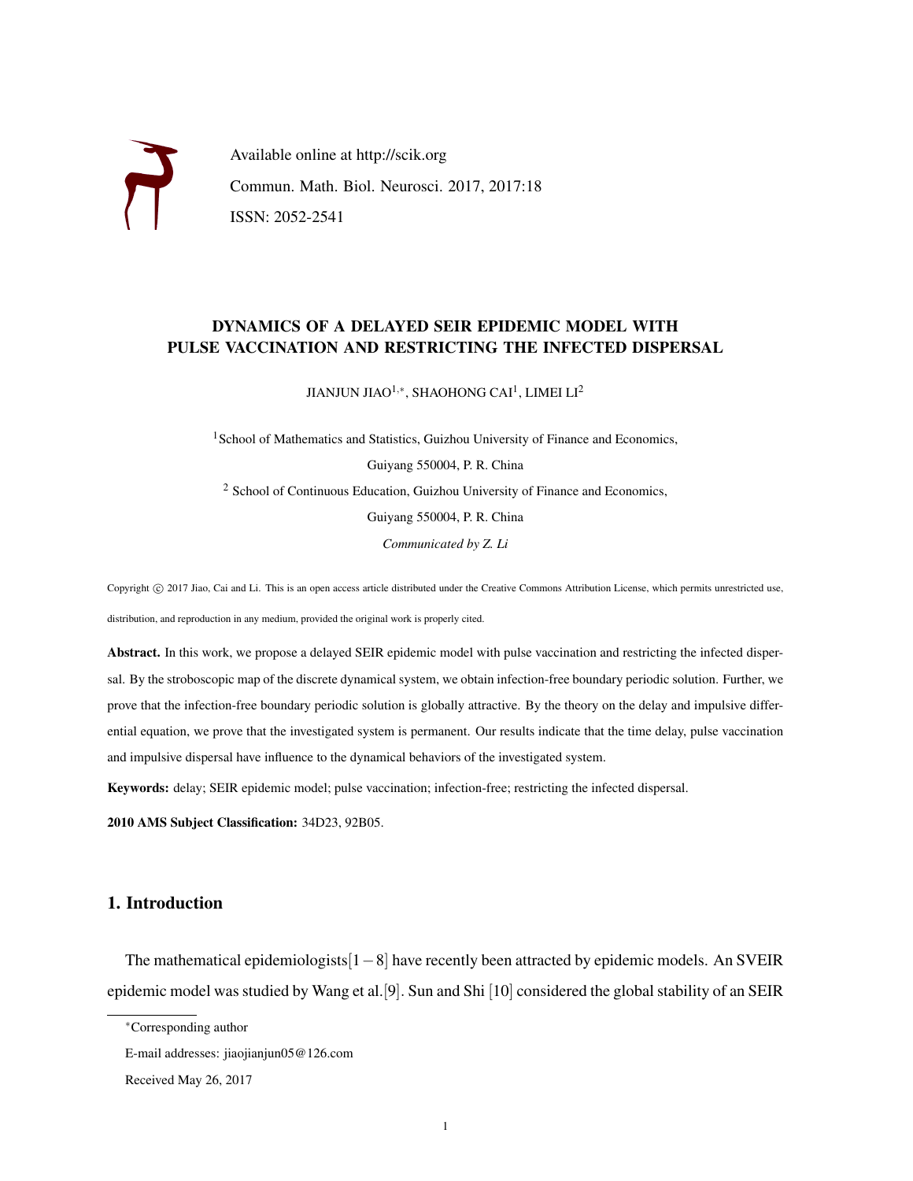Available online at http://scik.org

Commun. Math. Biol. Neurosci. 2017, 2017:18

ISSN: 2052-2541

# DYNAMICS OF A DELAYED SEIR EPIDEMIC MODEL WITH PULSE VACCINATION AND RESTRICTING THE INFECTED DISPERSAL

JIANJUN JIAO[1,*], SHAOHONG CAI[1], LIMEI LI[2]

[1]School of Mathematics and Statistics, Guizhou University of Finance and Economics, Guiyang 550004, P. R. China

[2] School of Continuous Education, Guizhou University of Finance and Economics, Guiyang 550004, P. R. China

*Communicated by Z. Li*

Copyright © 2017 Jiao, Cai and Li. This is an open access article distributed under the Creative Commons Attribution License, which permits unrestricted use, distribution, and reproduction in any medium, provided the original work is properly cited.

**Abstract.** In this work, we propose a delayed SEIR epidemic model with pulse vaccination and restricting the infected dispersal. By the stroboscopic map of the discrete dynamical system, we obtain infection-free boundary periodic solution. Further, we prove that the infection-free boundary periodic solution is globally attractive. By the theory on the delay and impulsive differential equation, we prove that the investigated system is permanent. Our results indicate that the time delay, pulse vaccination and impulsive dispersal have influence to the dynamical behaviors of the investigated system.

**Keywords:** delay; SEIR epidemic model; pulse vaccination; infection-free; restricting the infected dispersal.

**2010 AMS Subject Classification:** 34D23, 92B05.

## 1. Introduction

The mathematical epidemiologists[1 − 8] have recently been attracted by epidemic models. An SVEIR epidemic model was studied by Wang et al.[9]. Sun and Shi [10] considered the global stability of an SEIR

*Corresponding author

E-mail addresses: jiaojianjun05@126.com

Received May 26, 2017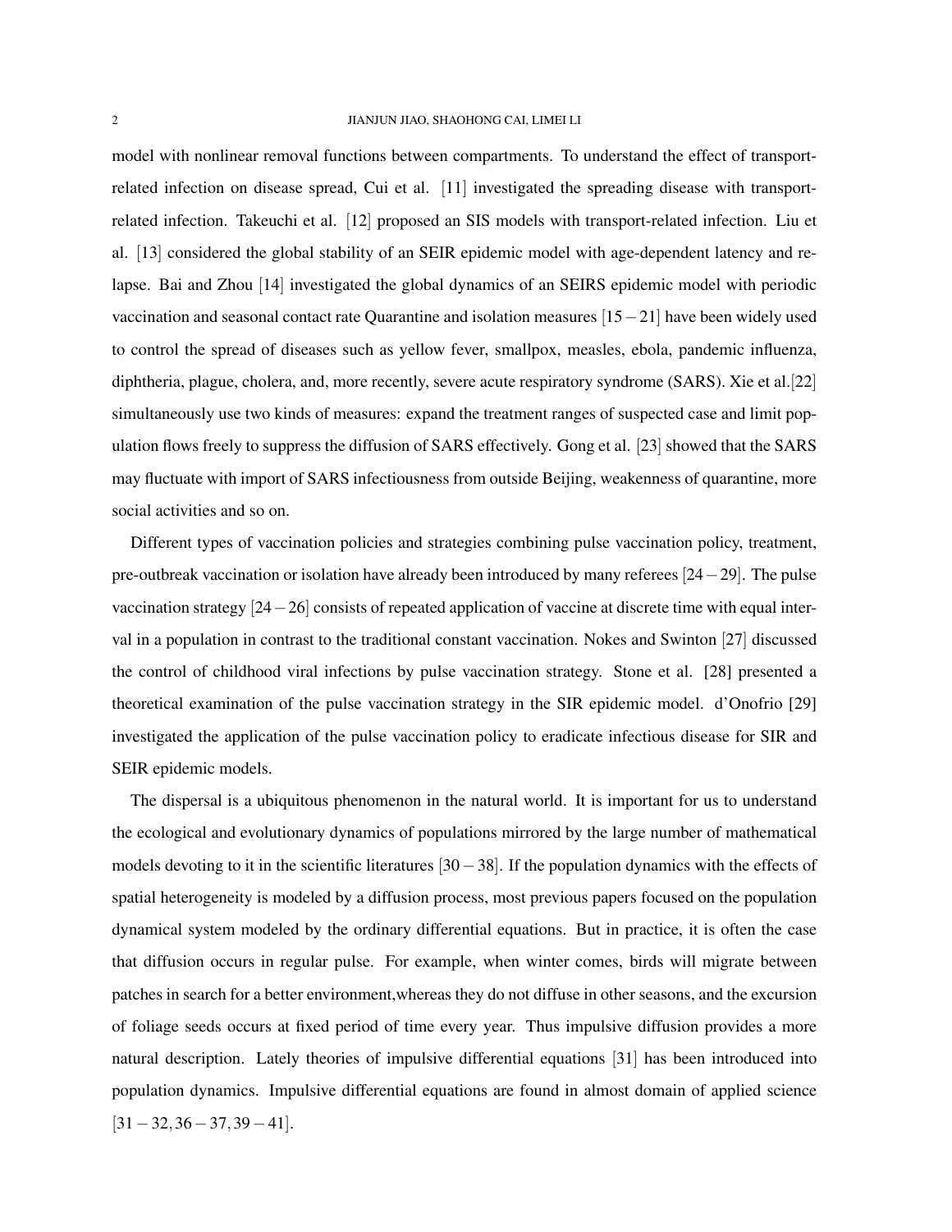model with nonlinear removal functions between compartments. To understand the effect of transport-related infection on disease spread, Cui et al. [11] investigated the spreading disease with transport-related infection. Takeuchi et al. [12] proposed an SIS models with transport-related infection. Liu et al. [13] considered the global stability of an SEIR epidemic model with age-dependent latency and relapse. Bai and Zhou [14] investigated the global dynamics of an SEIRS epidemic model with periodic vaccination and seasonal contact rate Quarantine and isolation measures $[15-21]$ have been widely used to control the spread of diseases such as yellow fever, smallpox, measles, ebola, pandemic influenza, diphtheria, plague, cholera, and, more recently, severe acute respiratory syndrome (SARS). Xie et al.[22] simultaneously use two kinds of measures: expand the treatment ranges of suspected case and limit population flows freely to suppress the diffusion of SARS effectively. Gong et al. [23] showed that the SARS may fluctuate with import of SARS infectiousness from outside Beijing, weakenness of quarantine, more social activities and so on.

Different types of vaccination policies and strategies combining pulse vaccination policy, treatment, pre-outbreak vaccination or isolation have already been introduced by many referees $[24-29]$. The pulse vaccination strategy $[24-26]$ consists of repeated application of vaccine at discrete time with equal interval in a population in contrast to the traditional constant vaccination. Nokes and Swinton [27] discussed the control of childhood viral infections by pulse vaccination strategy. Stone et al. [28] presented a theoretical examination of the pulse vaccination strategy in the SIR epidemic model. d'Onofrio [29] investigated the application of the pulse vaccination policy to eradicate infectious disease for SIR and SEIR epidemic models.

The dispersal is a ubiquitous phenomenon in the natural world. It is important for us to understand the ecological and evolutionary dynamics of populations mirrored by the large number of mathematical models devoting to it in the scientific literatures $[30-38]$. If the population dynamics with the effects of spatial heterogeneity is modeled by a diffusion process, most previous papers focused on the population dynamical system modeled by the ordinary differential equations. But in practice, it is often the case that diffusion occurs in regular pulse. For example, when winter comes, birds will migrate between patches in search for a better environment,whereas they do not diffuse in other seasons, and the excursion of foliage seeds occurs at fixed period of time every year. Thus impulsive diffusion provides a more natural description. Lately theories of impulsive differential equations [31] has been introduced into population dynamics. Impulsive differential equations are found in almost domain of applied science $[31-32, 36-37, 39-41]$.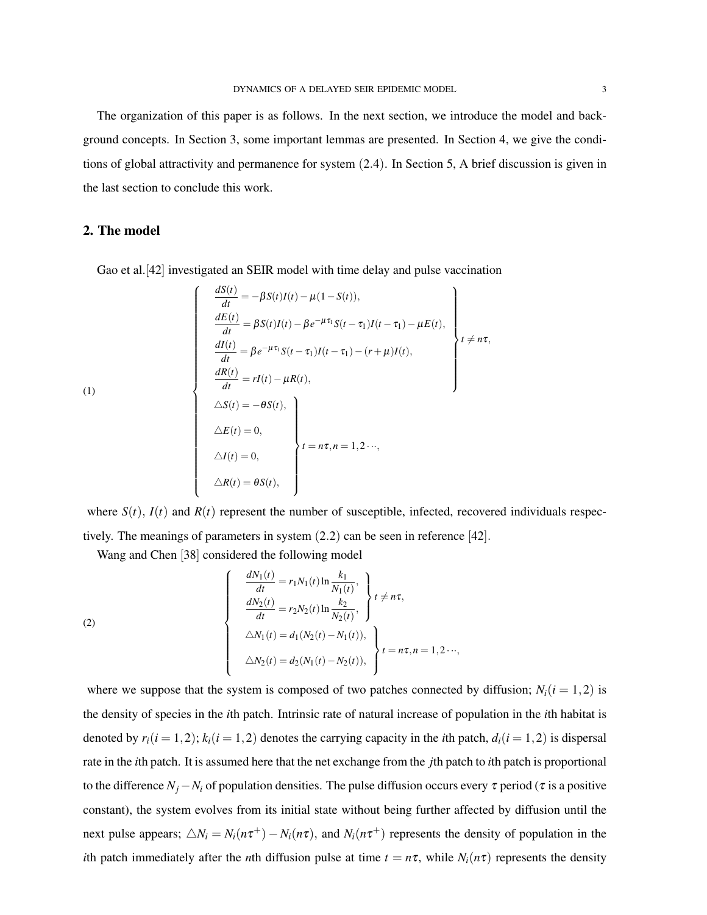The organization of this paper is as follows. In the next section, we introduce the model and background concepts. In Section 3, some important lemmas are presented. In Section 4, we give the conditions of global attractivity and permanence for system (2.4). In Section 5, A brief discussion is given in the last section to conclude this work.

## 2. The model

Gao et al.[42] investigated an SEIR model with time delay and pulse vaccination

$$
(1) \qquad \begin{cases}
\left.\begin{aligned}
&\frac{dS(t)}{dt} = -\beta S(t)I(t) - \mu(1-S(t)),\\
&\frac{dE(t)}{dt} = \beta S(t)I(t) - \beta e^{-\mu\tau_1} S(t-\tau_1)I(t-\tau_1) - \mu E(t),\\
&\frac{dI(t)}{dt} = \beta e^{-\mu\tau_1} S(t-\tau_1)I(t-\tau_1) - (r+\mu)I(t),\\
&\frac{dR(t)}{dt} = rI(t) - \mu R(t),
\end{aligned}\right\} t \neq n\tau,\\
\left.\begin{aligned}
&\triangle S(t) = -\theta S(t),\\
&\triangle E(t) = 0,\\
&\triangle I(t) = 0,\\
&\triangle R(t) = \theta S(t),
\end{aligned}\right\} t = n\tau, n = 1, 2\cdots,
\end{cases}
$$

where $S(t)$, $I(t)$ and $R(t)$ represent the number of susceptible, infected, recovered individuals respectively. The meanings of parameters in system (2.2) can be seen in reference [42].

Wang and Chen [38] considered the following model

$$
(2) \qquad \begin{cases}
\left.\begin{aligned}
&\frac{dN_1(t)}{dt} = r_1 N_1(t) \ln \frac{k_1}{N_1(t)},\\
&\frac{dN_2(t)}{dt} = r_2 N_2(t) \ln \frac{k_2}{N_2(t)},
\end{aligned}\right\} t \neq n\tau,\\
\left.\begin{aligned}
&\triangle N_1(t) = d_1(N_2(t) - N_1(t)),\\
&\triangle N_2(t) = d_2(N_1(t) - N_2(t)),
\end{aligned}\right\} t = n\tau, n = 1, 2\cdots,
\end{cases}
$$

where we suppose that the system is composed of two patches connected by diffusion; $N_i (i = 1, 2)$ is the density of species in the $i$th patch. Intrinsic rate of natural increase of population in the $i$th habitat is denoted by $r_i (i = 1, 2)$; $k_i (i = 1, 2)$ denotes the carrying capacity in the $i$th patch, $d_i (i = 1, 2)$ is dispersal rate in the $i$th patch. It is assumed here that the net exchange from the $j$th patch to $i$th patch is proportional to the difference $N_j - N_i$ of population densities. The pulse diffusion occurs every $\tau$ period ($\tau$ is a positive constant), the system evolves from its initial state without being further affected by diffusion until the next pulse appears; $\triangle N_i = N_i(n\tau^+) - N_i(n\tau)$, and $N_i(n\tau^+)$ represents the density of population in the $i$th patch immediately after the $n$th diffusion pulse at time $t = n\tau$, while $N_i(n\tau)$ represents the density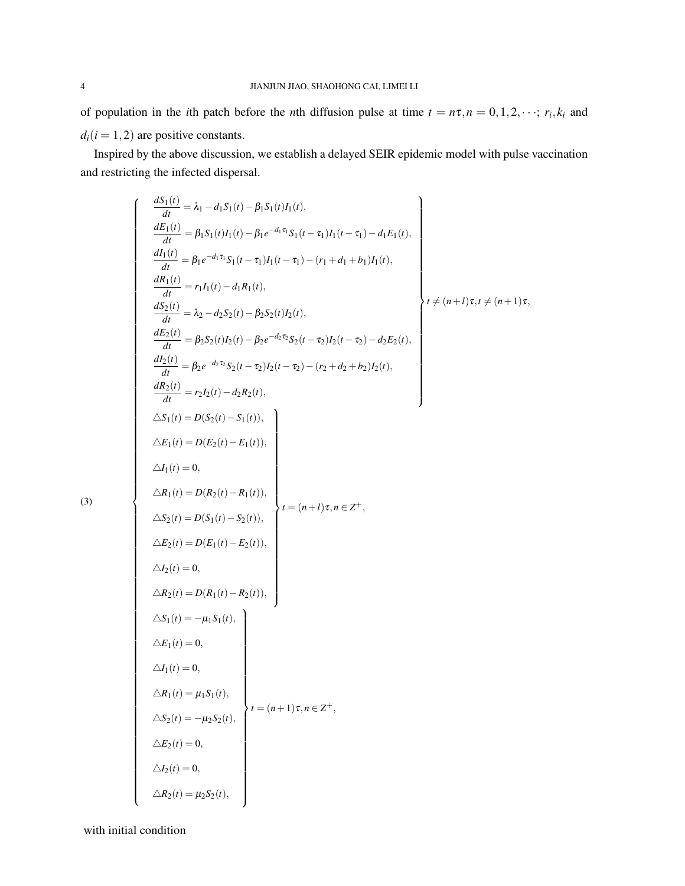of population in the $i$th patch before the $n$th diffusion pulse at time $t = n\tau, n = 0, 1, 2, \cdots$; $r_i, k_i$ and $d_i (i = 1, 2)$ are positive constants.

Inspired by the above discussion, we establish a delayed SEIR epidemic model with pulse vaccination and restricting the infected dispersal.

$$
(3) \quad \begin{cases}
\left.\begin{aligned}
\frac{dS_1(t)}{dt} &= \lambda_1 - d_1 S_1(t) - \beta_1 S_1(t) I_1(t), \\
\frac{dE_1(t)}{dt} &= \beta_1 S_1(t) I_1(t) - \beta_1 e^{-d_1 \tau_1} S_1(t-\tau_1) I_1(t-\tau_1) - d_1 E_1(t), \\
\frac{dI_1(t)}{dt} &= \beta_1 e^{-d_1 \tau_1} S_1(t-\tau_1) I_1(t-\tau_1) - (r_1 + d_1 + b_1) I_1(t), \\
\frac{dR_1(t)}{dt} &= r_1 I_1(t) - d_1 R_1(t), \\
\frac{dS_2(t)}{dt} &= \lambda_2 - d_2 S_2(t) - \beta_2 S_2(t) I_2(t), \\
\frac{dE_2(t)}{dt} &= \beta_2 S_2(t) I_2(t) - \beta_2 e^{-d_2 \tau_2} S_2(t-\tau_2) I_2(t-\tau_2) - d_2 E_2(t), \\
\frac{dI_2(t)}{dt} &= \beta_2 e^{-d_2 \tau_2} S_2(t-\tau_2) I_2(t-\tau_2) - (r_2 + d_2 + b_2) I_2(t), \\
\frac{dR_2(t)}{dt} &= r_2 I_2(t) - d_2 R_2(t),
\end{aligned}\right\} t \neq (n+l)\tau, t \neq (n+1)\tau, \\
\left.\begin{aligned}
\triangle S_1(t) &= D(S_2(t) - S_1(t)), \\
\triangle E_1(t) &= D(E_2(t) - E_1(t)), \\
\triangle I_1(t) &= 0, \\
\triangle R_1(t) &= D(R_2(t) - R_1(t)), \\
\triangle S_2(t) &= D(S_1(t) - S_2(t)), \\
\triangle E_2(t) &= D(E_1(t) - E_2(t)), \\
\triangle I_2(t) &= 0, \\
\triangle R_2(t) &= D(R_1(t) - R_2(t)),
\end{aligned}\right\} t = (n+l)\tau, n \in Z^+, \\
\left.\begin{aligned}
\triangle S_1(t) &= -\mu_1 S_1(t), \\
\triangle E_1(t) &= 0, \\
\triangle I_1(t) &= 0, \\
\triangle R_1(t) &= \mu_1 S_1(t), \\
\triangle S_2(t) &= -\mu_2 S_2(t), \\
\triangle E_2(t) &= 0, \\
\triangle I_2(t) &= 0, \\
\triangle R_2(t) &= \mu_2 S_2(t),
\end{aligned}\right\} t = (n+1)\tau, n \in Z^+,
\end{cases}
$$

with initial condition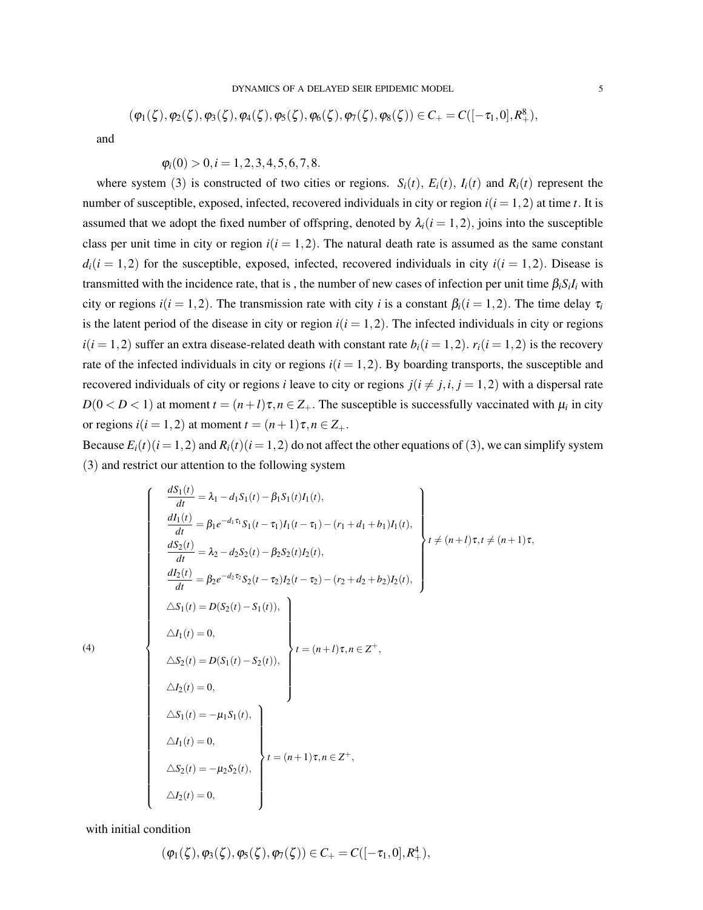$$(\varphi_1(\zeta), \varphi_2(\zeta), \varphi_3(\zeta), \varphi_4(\zeta), \varphi_5(\zeta), \varphi_6(\zeta), \varphi_7(\zeta), \varphi_8(\zeta)) \in C_+ = C([-\tau_1, 0], R_+^8),$$

and

$$\varphi_i(0) > 0, i = 1,2,3,4,5,6,7,8.$$

where system (3) is constructed of two cities or regions. $S_i(t)$, $E_i(t)$, $I_i(t)$ and $R_i(t)$ represent the number of susceptible, exposed, infected, recovered individuals in city or region $i(i=1,2)$ at time $t$. It is assumed that we adopt the fixed number of offspring, denoted by $\lambda_i(i=1,2)$, joins into the susceptible class per unit time in city or region $i(i=1,2)$. The natural death rate is assumed as the same constant $d_i(i=1,2)$ for the susceptible, exposed, infected, recovered individuals in city $i(i=1,2)$. Disease is transmitted with the incidence rate, that is , the number of new cases of infection per unit time $\beta_i S_i I_i$ with city or regions $i(i=1,2)$. The transmission rate with city $i$ is a constant $\beta_i(i=1,2)$. The time delay $\tau_i$ is the latent period of the disease in city or region $i(i=1,2)$. The infected individuals in city or regions $i(i=1,2)$ suffer an extra disease-related death with constant rate $b_i(i=1,2)$. $r_i(i=1,2)$ is the recovery rate of the infected individuals in city or regions $i(i=1,2)$. By boarding transports, the susceptible and recovered individuals of city or regions $i$ leave to city or regions $j(i \neq j, i, j = 1,2)$ with a dispersal rate $D(0 < D < 1)$ at moment $t = (n+l)\tau, n \in Z_+$. The susceptible is successfully vaccinated with $\mu_i$ in city or regions $i(i=1,2)$ at moment $t = (n+1)\tau, n \in Z_+$.

Because $E_i(t)(i=1,2)$ and $R_i(t)(i=1,2)$ do not affect the other equations of (3), we can simplify system (3) and restrict our attention to the following system

$$
\left\{
\begin{array}{l}
\left.
\begin{array}{l}
\dfrac{dS_1(t)}{dt} = \lambda_1 - d_1 S_1(t) - \beta_1 S_1(t) I_1(t), \\
\dfrac{dI_1(t)}{dt} = \beta_1 e^{-d_1\tau_1} S_1(t-\tau_1) I_1(t-\tau_1) - (r_1 + d_1 + b_1) I_1(t), \\
\dfrac{dS_2(t)}{dt} = \lambda_2 - d_2 S_2(t) - \beta_2 S_2(t) I_2(t), \\
\dfrac{dI_2(t)}{dt} = \beta_2 e^{-d_2\tau_2} S_2(t-\tau_2) I_2(t-\tau_2) - (r_2 + d_2 + b_2) I_2(t),
\end{array}
\right\} t \neq (n+l)\tau, t \neq (n+1)\tau, \\
\left.
\begin{array}{l}
\triangle S_1(t) = D(S_2(t) - S_1(t)), \\
\triangle I_1(t) = 0, \\
\triangle S_2(t) = D(S_1(t) - S_2(t)), \\
\triangle I_2(t) = 0,
\end{array}
\right\} t = (n+l)\tau, n \in Z^+, \\
\left.
\begin{array}{l}
\triangle S_1(t) = -\mu_1 S_1(t), \\
\triangle I_1(t) = 0, \\
\triangle S_2(t) = -\mu_2 S_2(t), \\
\triangle I_2(t) = 0,
\end{array}
\right\} t = (n+1)\tau, n \in Z^+,
\end{array}
\right.
\tag{4}
$$

with initial condition

$$(\varphi_1(\zeta), \varphi_3(\zeta), \varphi_5(\zeta), \varphi_7(\zeta)) \in C_+ = C([-\tau_1, 0], R_+^4),$$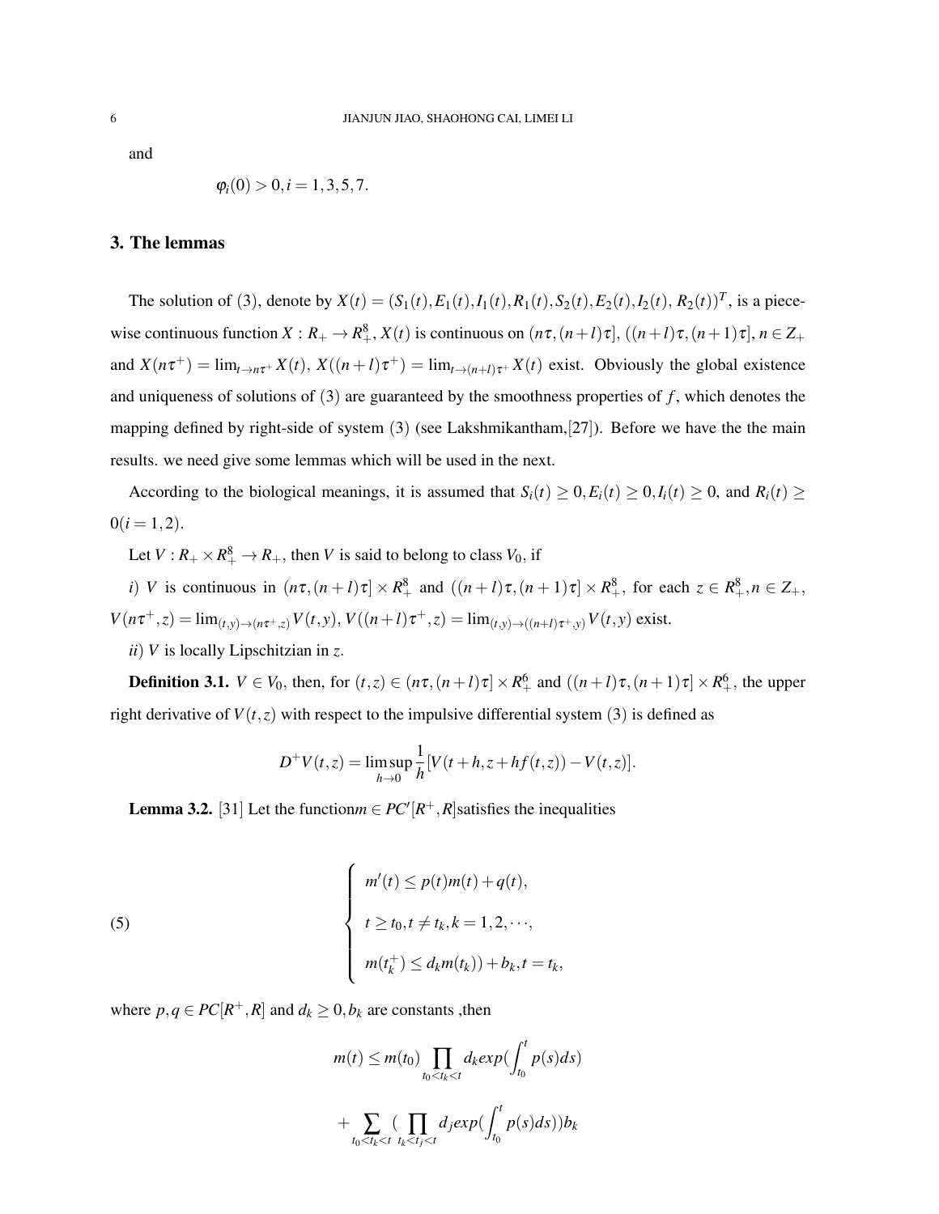and

$$\varphi_i(0) > 0, i = 1,3,5,7.$$

## 3. The lemmas

The solution of (3), denote by $X(t) = (S_1(t), E_1(t), I_1(t), R_1(t), S_2(t), E_2(t), I_2(t), R_2(t))^T$, is a piecewise continuous function $X : R_+ \to R_+^8$, $X(t)$ is continuous on $(n\tau, (n+l)\tau]$, $((n+l)\tau, (n+1)\tau]$, $n \in Z_+$ and $X(n\tau^+) = \lim_{t\to n\tau^+} X(t)$, $X((n+l)\tau^+) = \lim_{t\to (n+l)\tau^+} X(t)$ exist. Obviously the global existence and uniqueness of solutions of (3) are guaranteed by the smoothness properties of $f$, which denotes the mapping defined by right-side of system (3) (see Lakshmikantham,[27]). Before we have the the main results. we need give some lemmas which will be used in the next.

According to the biological meanings, it is assumed that $S_i(t) \geq 0, E_i(t) \geq 0, I_i(t) \geq 0$, and $R_i(t) \geq 0 (i = 1,2)$.

Let $V : R_+ \times R_+^8 \to R_+$, then $V$ is said to belong to class $V_0$, if

*i*) $V$ is continuous in $(n\tau, (n+l)\tau] \times R_+^8$ and $((n+l)\tau, (n+1)\tau] \times R_+^8$, for each $z \in R_+^8, n \in Z_+$, $V(n\tau^+, z) = \lim_{(t,y)\to(n\tau^+,z)} V(t,y)$, $V((n+l)\tau^+, z) = \lim_{(t,y)\to((n+l)\tau^+,y)} V(t,y)$ exist.

*ii*) $V$ is locally Lipschitzian in $z$.

**Definition 3.1.** $V \in V_0$, then, for $(t,z) \in (n\tau, (n+l)\tau] \times R_+^6$ and $((n+l)\tau, (n+1)\tau] \times R_+^6$, the upper right derivative of $V(t,z)$ with respect to the impulsive differential system (3) is defined as

$$D^+V(t,z) = \limsup_{h\to 0} \frac{1}{h}[V(t+h, z+hf(t,z)) - V(t,z)].$$

**Lemma 3.2.** [31] Let the function$m \in PC'[R^+, R]$satisfies the inequalities

$$\text{(5)} \qquad \begin{cases} m'(t) \leq p(t)m(t) + q(t), \\ t \geq t_0, t \neq t_k, k = 1,2,\cdots, \\ m(t_k^+) \leq d_k m(t_k)) + b_k, t = t_k, \end{cases}$$

where $p, q \in PC[R^+, R]$ and $d_k \geq 0, b_k$ are constants ,then

$$m(t) \leq m(t_0) \prod_{t_0<t_k<t} d_k exp(\int_{t_0}^{t} p(s)ds)$$

$$+ \sum_{t_0<t_k<t} (\prod_{t_k<t_j<t} d_j exp(\int_{t_0}^{t} p(s)ds)) b_k$$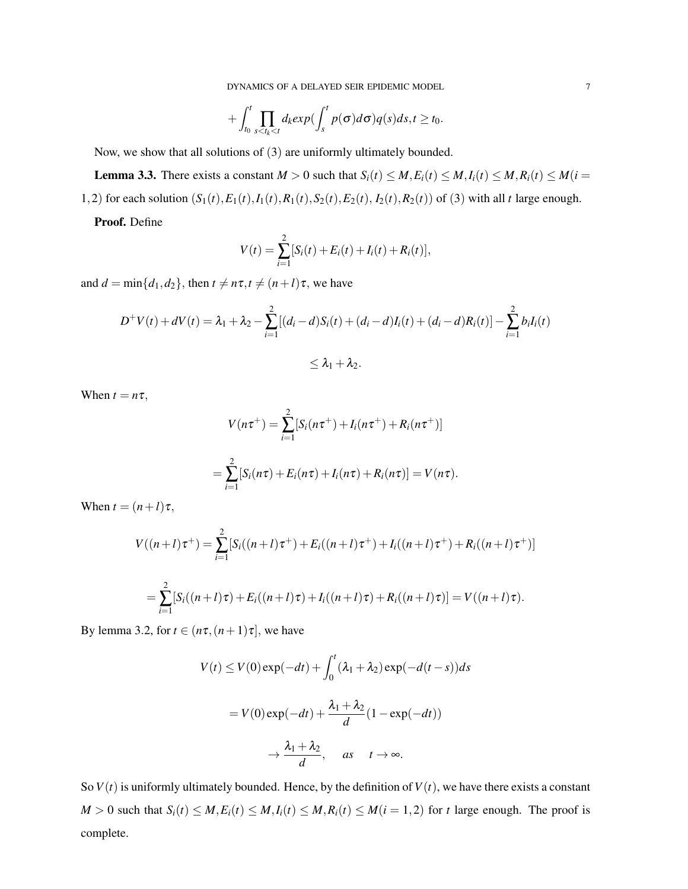$$+\int_{t_0}^{t}\prod_{s<t_k<t} d_k exp(\int_{s}^{t} p(\sigma)d\sigma)q(s)ds, t \geq t_0.$$

Now, we show that all solutions of (3) are uniformly ultimately bounded.

**Lemma 3.3.** There exists a constant $M > 0$ such that $S_i(t) \leq M, E_i(t) \leq M, I_i(t) \leq M, R_i(t) \leq M (i = 1,2)$ for each solution $(S_1(t), E_1(t), I_1(t), R_1(t), S_2(t), E_2(t), I_2(t), R_2(t))$ of (3) with all $t$ large enough.

**Proof.** Define

$$V(t) = \sum_{i=1}^{2}[S_i(t) + E_i(t) + I_i(t) + R_i(t)],$$

and $d = \min\{d_1, d_2\}$, then $t \neq n\tau, t \neq (n+l)\tau$, we have

$$D^{+}V(t) + dV(t) = \lambda_1 + \lambda_2 - \sum_{i=1}^{2}[(d_i - d)S_i(t) + (d_i - d)I_i(t) + (d_i - d)R_i(t)] - \sum_{i=1}^{2} b_i I_i(t)$$

$$\leq \lambda_1 + \lambda_2.$$

When $t = n\tau$,

$$V(n\tau^{+}) = \sum_{i=1}^{2}[S_i(n\tau^{+}) + I_i(n\tau^{+}) + R_i(n\tau^{+})]$$

$$= \sum_{i=1}^{2}[S_i(n\tau) + E_i(n\tau) + I_i(n\tau) + R_i(n\tau)] = V(n\tau).$$

When $t = (n+l)\tau$,

$$V((n+l)\tau^{+}) = \sum_{i=1}^{2}[S_i((n+l)\tau^{+}) + E_i((n+l)\tau^{+}) + I_i((n+l)\tau^{+}) + R_i((n+l)\tau^{+})]$$

$$= \sum_{i=1}^{2}[S_i((n+l)\tau) + E_i((n+l)\tau) + I_i((n+l)\tau) + R_i((n+l)\tau)] = V((n+l)\tau).$$

By lemma 3.2, for $t \in (n\tau, (n+1)\tau]$, we have

$$V(t) \leq V(0)\exp(-dt) + \int_{0}^{t}(\lambda_1 + \lambda_2)\exp(-d(t-s))ds$$

$$= V(0)\exp(-dt) + \frac{\lambda_1 + \lambda_2}{d}(1 - \exp(-dt))$$

$$\to \frac{\lambda_1 + \lambda_2}{d}, \quad as \quad t \to \infty.$$

So $V(t)$ is uniformly ultimately bounded. Hence, by the definition of $V(t)$, we have there exists a constant $M > 0$ such that $S_i(t) \leq M, E_i(t) \leq M, I_i(t) \leq M, R_i(t) \leq M (i = 1,2)$ for $t$ large enough. The proof is complete.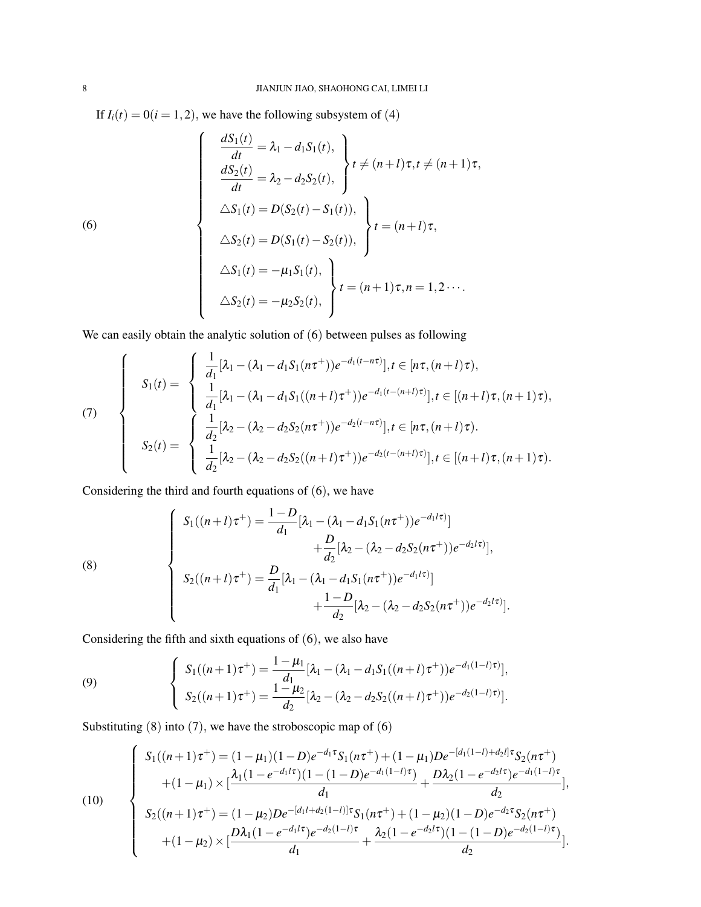If $I_i(t) = 0 (i = 1, 2)$, we have the following subsystem of (4)

$$
\left\{
\begin{array}{l}
\left.
\begin{array}{l}
\dfrac{dS_1(t)}{dt} = \lambda_1 - d_1 S_1(t), \\
\dfrac{dS_2(t)}{dt} = \lambda_2 - d_2 S_2(t),
\end{array}
\right\} t \neq (n+l)\tau, t \neq (n+1)\tau, \\
\left.
\begin{array}{l}
\triangle S_1(t) = D(S_2(t) - S_1(t)), \\
\triangle S_2(t) = D(S_1(t) - S_2(t)),
\end{array}
\right\} t = (n+l)\tau, \\
\left.
\begin{array}{l}
\triangle S_1(t) = -\mu_1 S_1(t), \\
\triangle S_2(t) = -\mu_2 S_2(t),
\end{array}
\right\} t = (n+1)\tau, n = 1, 2 \cdots.
\end{array}
\right.
\tag{6}
$$

We can easily obtain the analytic solution of (6) between pulses as following

$$
\left\{
\begin{array}{l}
S_1(t) = \left\{
\begin{array}{l}
\dfrac{1}{d_1}[\lambda_1 - (\lambda_1 - d_1 S_1(n\tau^+))e^{-d_1(t-n\tau)}], t \in [n\tau, (n+l)\tau), \\
\dfrac{1}{d_1}[\lambda_1 - (\lambda_1 - d_1 S_1((n+l)\tau^+))e^{-d_1(t-(n+l)\tau)}], t \in [(n+l)\tau, (n+1)\tau),
\end{array}
\right. \\
S_2(t) = \left\{
\begin{array}{l}
\dfrac{1}{d_2}[\lambda_2 - (\lambda_2 - d_2 S_2(n\tau^+))e^{-d_2(t-n\tau)}], t \in [n\tau, (n+l)\tau). \\
\dfrac{1}{d_2}[\lambda_2 - (\lambda_2 - d_2 S_2((n+l)\tau^+))e^{-d_2(t-(n+l)\tau)}], t \in [(n+l)\tau, (n+1)\tau).
\end{array}
\right.
\end{array}
\right.
\tag{7}
$$

Considering the third and fourth equations of (6), we have

$$
\left\{
\begin{array}{l}
S_1((n+l)\tau^+) = \dfrac{1-D}{d_1}[\lambda_1 - (\lambda_1 - d_1 S_1(n\tau^+))e^{-d_1 l\tau)}] \\
\qquad\qquad + \dfrac{D}{d_2}[\lambda_2 - (\lambda_2 - d_2 S_2(n\tau^+))e^{-d_2 l\tau)}], \\
S_2((n+l)\tau^+) = \dfrac{D}{d_1}[\lambda_1 - (\lambda_1 - d_1 S_1(n\tau^+))e^{-d_1 l\tau)}] \\
\qquad\qquad + \dfrac{1-D}{d_2}[\lambda_2 - (\lambda_2 - d_2 S_2(n\tau^+))e^{-d_2 l\tau)}].
\end{array}
\right.
\tag{8}
$$

Considering the fifth and sixth equations of (6), we also have

$$
\left\{
\begin{array}{l}
S_1((n+1)\tau^+) = \dfrac{1-\mu_1}{d_1}[\lambda_1 - (\lambda_1 - d_1 S_1((n+l)\tau^+))e^{-d_1(1-l)\tau)}], \\
S_2((n+1)\tau^+) = \dfrac{1-\mu_2}{d_2}[\lambda_2 - (\lambda_2 - d_2 S_2((n+l)\tau^+))e^{-d_2(1-l)\tau)}].
\end{array}
\right.
\tag{9}
$$

Substituting (8) into (7), we have the stroboscopic map of (6)

$$
\left\{
\begin{array}{l}
S_1((n+1)\tau^+) = (1-\mu_1)(1-D)e^{-d_1\tau}S_1(n\tau^+) + (1-\mu_1)De^{-[d_1(1-l)+d_2 l]\tau}S_2(n\tau^+) \\
\quad + (1-\mu_1) \times [\dfrac{\lambda_1(1-e^{-d_1 l\tau})(1-(1-D)e^{-d_1(1-l)\tau})}{d_1} + \dfrac{D\lambda_2(1-e^{-d_2 l\tau})e^{-d_1(1-l)\tau}}{d_2}], \\
S_2((n+1)\tau^+) = (1-\mu_2)De^{-[d_1 l+d_2(1-l)]\tau}S_1(n\tau^+) + (1-\mu_2)(1-D)e^{-d_2\tau}S_2(n\tau^+) \\
\quad + (1-\mu_2) \times [\dfrac{D\lambda_1(1-e^{-d_1 l\tau})e^{-d_2(1-l)\tau}}{d_1} + \dfrac{\lambda_2(1-e^{-d_2 l\tau})(1-(1-D)e^{-d_2(1-l)\tau})}{d_2}].
\end{array}
\right.
\tag{10}
$$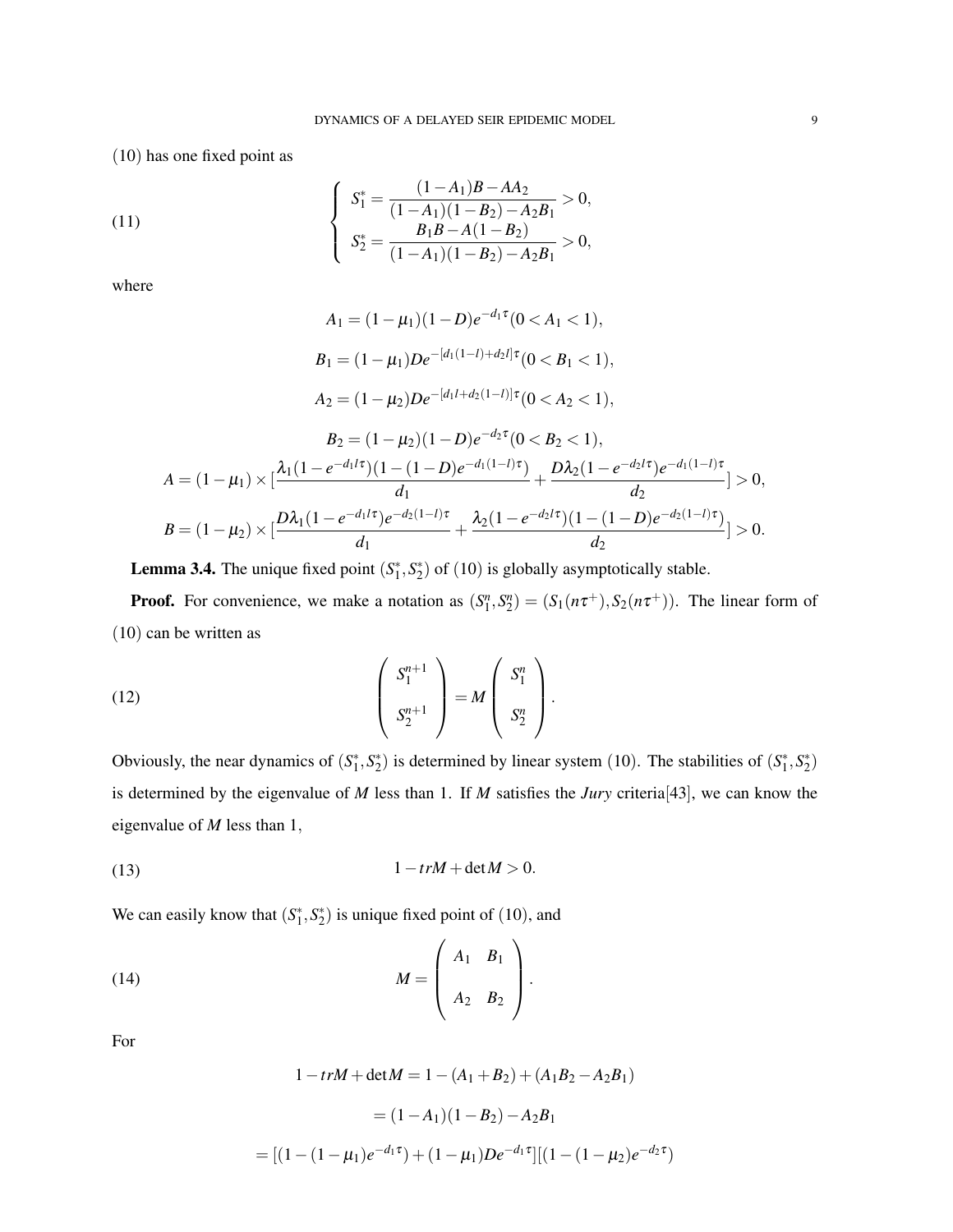(10) has one fixed point as

$$
\begin{cases} S_1^* = \dfrac{(1-A_1)B - AA_2}{(1-A_1)(1-B_2) - A_2B_1} > 0, \\ S_2^* = \dfrac{B_1B - A(1-B_2)}{(1-A_1)(1-B_2) - A_2B_1} > 0, \end{cases} \tag{11}
$$

where

$$
A_1 = (1-\mu_1)(1-D)e^{-d_1\tau}(0 < A_1 < 1),
$$

$$
B_1 = (1-\mu_1)De^{-[d_1(1-l)+d_2l]\tau}(0 < B_1 < 1),
$$

$$
A_2 = (1-\mu_2)De^{-[d_1l+d_2(1-l)]\tau}(0 < A_2 < 1),
$$

$$
B_2 = (1-\mu_2)(1-D)e^{-d_2\tau}(0 < B_2 < 1),
$$

$$
A = (1-\mu_1)\times[\frac{\lambda_1(1-e^{-d_1l\tau})(1-(1-D)e^{-d_1(1-l)\tau})}{d_1} + \frac{D\lambda_2(1-e^{-d_2l\tau})e^{-d_1(1-l)\tau}}{d_2}] > 0,
$$

$$
B = (1-\mu_2)\times[\frac{D\lambda_1(1-e^{-d_1l\tau})e^{-d_2(1-l)\tau}}{d_1} + \frac{\lambda_2(1-e^{-d_2l\tau})(1-(1-D)e^{-d_2(1-l)\tau})}{d_2}] > 0.
$$

**Lemma 3.4.** The unique fixed point $(S_1^*, S_2^*)$ of (10) is globally asymptotically stable.

**Proof.** For convenience, we make a notation as $(S_1^n, S_2^n) = (S_1(n\tau^+), S_2(n\tau^+))$. The linear form of (10) can be written as

$$
\begin{pmatrix} S_1^{n+1} \\ S_2^{n+1} \end{pmatrix} = M \begin{pmatrix} S_1^n \\ S_2^n \end{pmatrix}. \tag{12}
$$

Obviously, the near dynamics of $(S_1^*, S_2^*)$ is determined by linear system (10). The stabilities of $(S_1^*, S_2^*)$ is determined by the eigenvalue of $M$ less than 1. If $M$ satisfies the *Jury* criteria[43], we can know the eigenvalue of $M$ less than 1,

$$
1 - trM + \det M > 0. \tag{13}
$$

We can easily know that $(S_1^*, S_2^*)$ is unique fixed point of (10), and

$$
M = \begin{pmatrix} A_1 & B_1 \\ A_2 & B_2 \end{pmatrix}. \tag{14}
$$

For

$$
1 - trM + \det M = 1 - (A_1 + B_2) + (A_1B_2 - A_2B_1)
$$

$$
= (1-A_1)(1-B_2) - A_2B_1
$$

$$
= [(1-(1-\mu_1)e^{-d_1\tau}) + (1-\mu_1)De^{-d_1\tau}][(1-(1-\mu_2)e^{-d_2\tau})
$$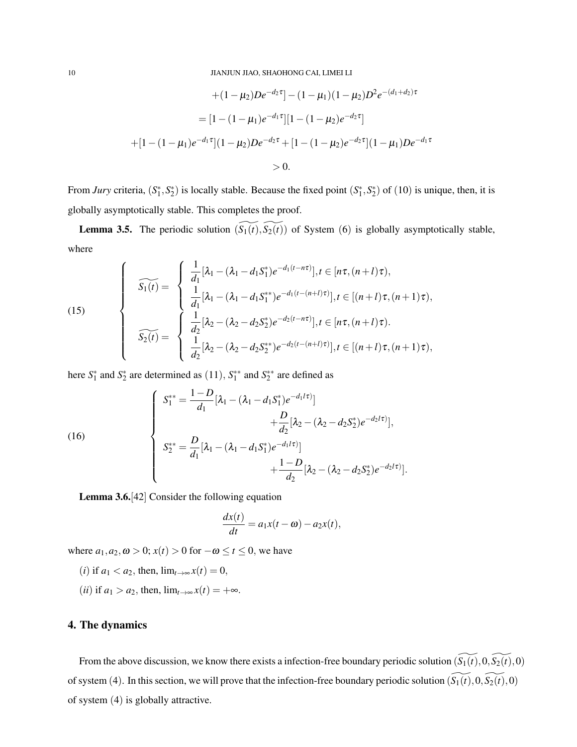$$+(1-\mu_2)De^{-d_2\tau}]-(1-\mu_1)(1-\mu_2)D^2e^{-(d_1+d_2)\tau}$$

$$=[1-(1-\mu_1)e^{-d_1\tau}][1-(1-\mu_2)e^{-d_2\tau}]$$

$$+[1-(1-\mu_1)e^{-d_1\tau}](1-\mu_2)De^{-d_2\tau}+[1-(1-\mu_2)e^{-d_2\tau}](1-\mu_1)De^{-d_1\tau}$$

$$>0.$$

From *Jury* criteria, $(S_1^*, S_2^*)$ is locally stable. Because the fixed point $(S_1^*, S_2^*)$ of $(10)$ is unique, then, it is globally asymptotically stable. This completes the proof.

**Lemma 3.5.** The periodic solution $(\widetilde{S_1(t)}, \widetilde{S_2(t)})$ of System (6) is globally asymptotically stable, where

$$\left\{\begin{array}{l} \widetilde{S_1(t)} = \left\{\begin{array}{l} \dfrac{1}{d_1}[\lambda_1-(\lambda_1-d_1S_1^*)e^{-d_1(t-n\tau)}], t\in[n\tau,(n+l)\tau), \\ \dfrac{1}{d_1}[\lambda_1-(\lambda_1-d_1S_1^{**})e^{-d_1(t-(n+l)\tau)}], t\in[(n+l)\tau,(n+1)\tau), \end{array}\right. \\ \widetilde{S_2(t)} = \left\{\begin{array}{l} \dfrac{1}{d_2}[\lambda_2-(\lambda_2-d_2S_2^*)e^{-d_2(t-n\tau)}], t\in[n\tau,(n+l)\tau). \\ \dfrac{1}{d_2}[\lambda_2-(\lambda_2-d_2S_2^{**})e^{-d_2(t-(n+l)\tau)}], t\in[(n+l)\tau,(n+1)\tau), \end{array}\right. \end{array}\right. \tag{15}$$

here $S_1^*$ and $S_2^*$ are determined as $(11)$, $S_1^{**}$ and $S_2^{**}$ are defined as

$$\left\{\begin{array}{l} S_1^{**} = \dfrac{1-D}{d_1}[\lambda_1-(\lambda_1-d_1S_1^*)e^{-d_1l\tau)}] \\ \qquad\qquad + \dfrac{D}{d_2}[\lambda_2-(\lambda_2-d_2S_2^*)e^{-d_2l\tau)}], \\ S_2^{**} = \dfrac{D}{d_1}[\lambda_1-(\lambda_1-d_1S_1^*)e^{-d_1l\tau)}] \\ \qquad\qquad + \dfrac{1-D}{d_2}[\lambda_2-(\lambda_2-d_2S_2^*)e^{-d_2l\tau)}]. \end{array}\right. \tag{16}$$

**Lemma 3.6.**[42] Consider the following equation

$$\frac{dx(t)}{dt} = a_1x(t-\omega)-a_2x(t),$$

where $a_1, a_2, \omega > 0$; $x(t) > 0$ for $-\omega \le t \le 0$, we have

$(i)$ if $a_1 < a_2$, then, $\lim_{t\to\infty} x(t) = 0$,

$(ii)$ if $a_1 > a_2$, then, $\lim_{t\to\infty} x(t) = +\infty$.

## 4. The dynamics

From the above discussion, we know there exists a infection-free boundary periodic solution $(\widetilde{S_1(t)}, 0, \widetilde{S_2(t)}, 0)$ of system $(4)$. In this section, we will prove that the infection-free boundary periodic solution $(\widetilde{S_1(t)}, 0, \widetilde{S_2(t)}, 0)$ of system $(4)$ is globally attractive.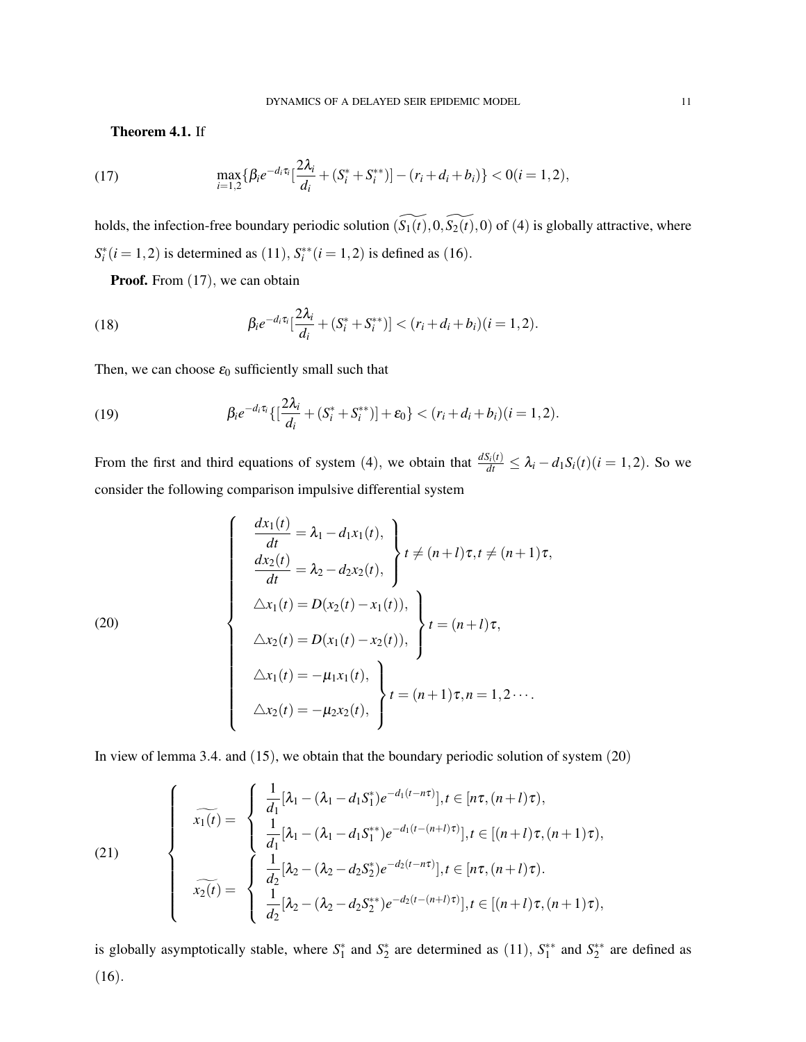**Theorem 4.1.** If

$$\max_{i=1,2}\{\beta_i e^{-d_i\tau_i}[\frac{2\lambda_i}{d_i}+(S_i^*+S_i^{**})]-(r_i+d_i+b_i)\}<0(i=1,2), \tag{17}$$

holds, the infection-free boundary periodic solution $(\widetilde{S_1(t)},0,\widetilde{S_2(t)},0)$ of (4) is globally attractive, where $S_i^*(i=1,2)$ is determined as (11), $S_i^{**}(i=1,2)$ is defined as (16).

**Proof.** From (17), we can obtain

$$\beta_i e^{-d_i\tau_i}[\frac{2\lambda_i}{d_i}+(S_i^*+S_i^{**})]<(r_i+d_i+b_i)(i=1,2). \tag{18}$$

Then, we can choose $\varepsilon_0$ sufficiently small such that

$$\beta_i e^{-d_i\tau_i}\{[\frac{2\lambda_i}{d_i}+(S_i^*+S_i^{**})]+\varepsilon_0\}<(r_i+d_i+b_i)(i=1,2). \tag{19}$$

From the first and third equations of system (4), we obtain that $\frac{dS_i(t)}{dt}\leq\lambda_i-d_1S_i(t)(i=1,2)$. So we consider the following comparison impulsive differential system

$$\begin{cases}\left.\begin{array}{l}\dfrac{dx_1(t)}{dt}=\lambda_1-d_1x_1(t),\\ \dfrac{dx_2(t)}{dt}=\lambda_2-d_2x_2(t),\end{array}\right\} t\neq(n+l)\tau, t\neq(n+1)\tau,\\ \left.\begin{array}{l}\triangle x_1(t)=D(x_2(t)-x_1(t)),\\ \triangle x_2(t)=D(x_1(t)-x_2(t)),\end{array}\right\} t=(n+l)\tau,\\ \left.\begin{array}{l}\triangle x_1(t)=-\mu_1x_1(t),\\ \triangle x_2(t)=-\mu_2x_2(t),\end{array}\right\} t=(n+1)\tau, n=1,2\cdots.\end{cases} \tag{20}$$

In view of lemma 3.4. and (15), we obtain that the boundary periodic solution of system (20)

$$\begin{cases}\widetilde{x_1(t)}=\begin{cases}\dfrac{1}{d_1}[\lambda_1-(\lambda_1-d_1S_1^*)e^{-d_1(t-n\tau)}], t\in[n\tau,(n+l)\tau),\\ \dfrac{1}{d_1}[\lambda_1-(\lambda_1-d_1S_1^{**})e^{-d_1(t-(n+l)\tau)}], t\in[(n+l)\tau,(n+1)\tau),\end{cases}\\ \widetilde{x_2(t)}=\begin{cases}\dfrac{1}{d_2}[\lambda_2-(\lambda_2-d_2S_2^*)e^{-d_2(t-n\tau)}], t\in[n\tau,(n+l)\tau).\\ \dfrac{1}{d_2}[\lambda_2-(\lambda_2-d_2S_2^{**})e^{-d_2(t-(n+l)\tau)}], t\in[(n+l)\tau,(n+1)\tau),\end{cases}\end{cases} \tag{21}$$

is globally asymptotically stable, where $S_1^*$ and $S_2^*$ are determined as (11), $S_1^{**}$ and $S_2^{**}$ are defined as (16).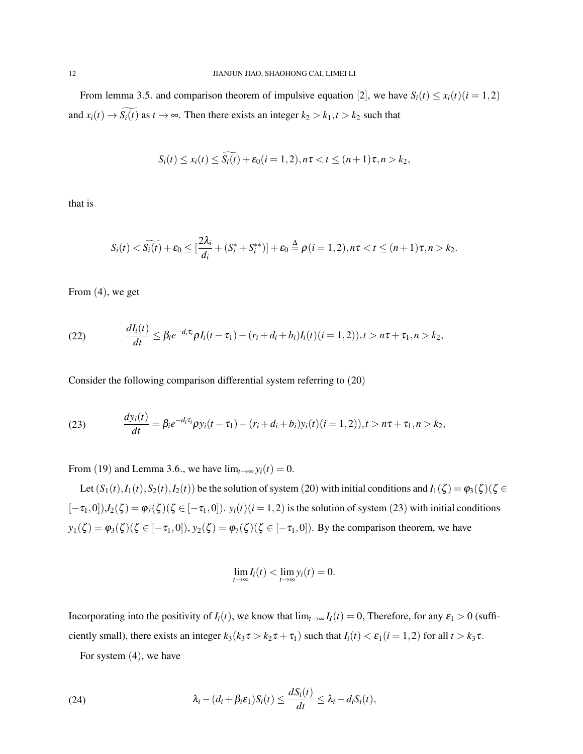From lemma 3.5. and comparison theorem of impulsive equation [2], we have $S_i(t) \leq x_i(t) (i = 1,2)$ and $x_i(t) \to \widetilde{S_i(t)}$ as $t \to \infty$. Then there exists an integer $k_2 > k_1, t > k_2$ such that

$$S_i(t) \leq x_i(t) \leq \widetilde{S_i(t)} + \varepsilon_0 (i = 1,2), n\tau < t \leq (n+1)\tau, n > k_2,$$

that is

$$S_i(t) < \widetilde{S_i(t)} + \varepsilon_0 \leq [\frac{2\lambda_i}{d_i} + (S_i^* + S_i^{**})] + \varepsilon_0 \stackrel{\Delta}{=} \rho (i = 1,2), n\tau < t \leq (n+1)\tau, n > k_2.$$

From (4), we get

$$\frac{dI_i(t)}{dt} \leq \beta_i e^{-d_i \tau_i} \rho I_i(t - \tau_1) - (r_i + d_i + b_i) I_i(t) (i = 1,2)), t > n\tau + \tau_1, n > k_2, \tag{22}$$

Consider the following comparison differential system referring to (20)

$$\frac{dy_i(t)}{dt} = \beta_i e^{-d_i \tau_i} \rho y_i(t - \tau_1) - (r_i + d_i + b_i) y_i(t) (i = 1,2)), t > n\tau + \tau_1, n > k_2, \tag{23}$$

From (19) and Lemma 3.6., we have $\lim_{t\to\infty} y_i(t) = 0$.

Let $(S_1(t), I_1(t), S_2(t), I_2(t))$ be the solution of system (20) with initial conditions and $I_1(\zeta) = \varphi_3(\zeta) (\zeta \in [-\tau_1, 0])$, $I_2(\zeta) = \varphi_7(\zeta) (\zeta \in [-\tau_1, 0])$. $y_i(t) (i = 1,2)$ is the solution of system (23) with initial conditions $y_1(\zeta) = \varphi_3(\zeta) (\zeta \in [-\tau_1, 0])$, $y_2(\zeta) = \varphi_7(\zeta) (\zeta \in [-\tau_1, 0])$. By the comparison theorem, we have

$$\lim_{t\to\infty} I_i(t) < \lim_{t\to\infty} y_i(t) = 0.$$

Incorporating into the positivity of $I_i(t)$, we know that $\lim_{t\to\infty} I_I(t) = 0$, Therefore, for any $\varepsilon_1 > 0$ (sufficiently small), there exists an integer $k_3 (k_3 \tau > k_2 \tau + \tau_1)$ such that $I_i(t) < \varepsilon_1 (i = 1,2)$ for all $t > k_3 \tau$.

For system (4), we have

$$\lambda_i - (d_i + \beta_i \varepsilon_1) S_i(t) \leq \frac{dS_i(t)}{dt} \leq \lambda_i - d_i S_i(t), \tag{24}$$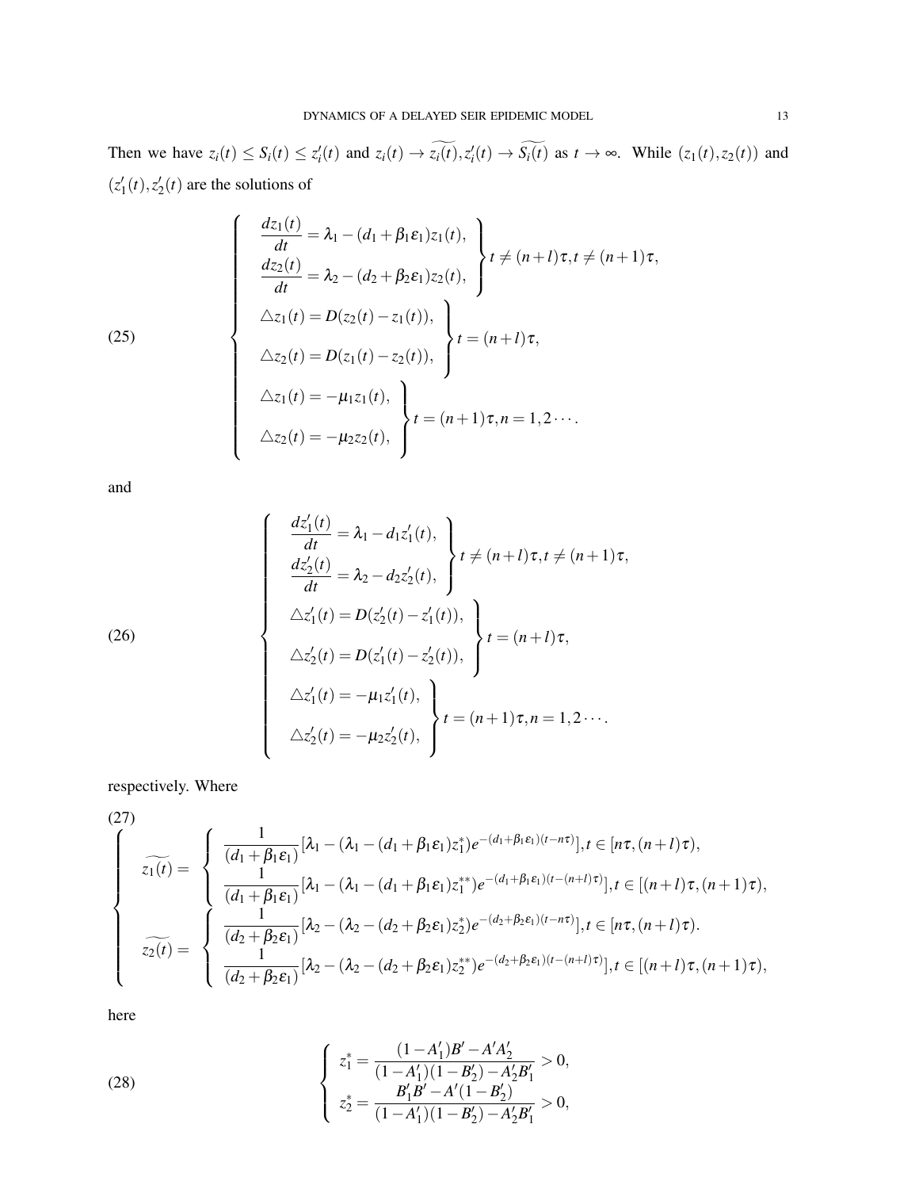Then we have $z_i(t) \leq S_i(t) \leq z_i'(t)$ and $z_i(t) \to \widetilde{z_i(t)}, z_i'(t) \to \widetilde{S_i(t)}$ as $t \to \infty$. While $(z_1(t), z_2(t))$ and $(z_1'(t), z_2'(t)$ are the solutions of

$$
\tag{25}
\begin{cases}
\left.\begin{aligned}
\frac{dz_1(t)}{dt} &= \lambda_1 - (d_1 + \beta_1 \varepsilon_1) z_1(t), \\
\frac{dz_2(t)}{dt} &= \lambda_2 - (d_2 + \beta_2 \varepsilon_1) z_2(t),
\end{aligned}\right\} t \neq (n+l)\tau, t \neq (n+1)\tau, \\
\left.\begin{aligned}
\triangle z_1(t) &= D(z_2(t) - z_1(t)), \\
\triangle z_2(t) &= D(z_1(t) - z_2(t)),
\end{aligned}\right\} t = (n+l)\tau, \\
\left.\begin{aligned}
\triangle z_1(t) &= -\mu_1 z_1(t), \\
\triangle z_2(t) &= -\mu_2 z_2(t),
\end{aligned}\right\} t = (n+1)\tau, n = 1, 2 \cdots.
\end{cases}
$$

and

$$
\tag{26}
\begin{cases}
\left.\begin{aligned}
\frac{dz_1'(t)}{dt} &= \lambda_1 - d_1 z_1'(t), \\
\frac{dz_2'(t)}{dt} &= \lambda_2 - d_2 z_2'(t),
\end{aligned}\right\} t \neq (n+l)\tau, t \neq (n+1)\tau, \\
\left.\begin{aligned}
\triangle z_1'(t) &= D(z_2'(t) - z_1'(t)), \\
\triangle z_2'(t) &= D(z_1'(t) - z_2'(t)),
\end{aligned}\right\} t = (n+l)\tau, \\
\left.\begin{aligned}
\triangle z_1'(t) &= -\mu_1 z_1'(t), \\
\triangle z_2'(t) &= -\mu_2 z_2'(t),
\end{aligned}\right\} t = (n+1)\tau, n = 1, 2 \cdots.
\end{cases}
$$

respectively. Where

$$
\tag{27}
\begin{cases}
\widetilde{z_1(t)} = \begin{cases}
\dfrac{1}{(d_1 + \beta_1 \varepsilon_1)} [\lambda_1 - (\lambda_1 - (d_1 + \beta_1 \varepsilon_1) z_1^*) e^{-(d_1 + \beta_1 \varepsilon_1)(t - n\tau)}], t \in [n\tau, (n+l)\tau), \\
\dfrac{1}{(d_1 + \beta_1 \varepsilon_1)} [\lambda_1 - (\lambda_1 - (d_1 + \beta_1 \varepsilon_1) z_1^{**}) e^{-(d_1 + \beta_1 \varepsilon_1)(t - (n+l)\tau)}], t \in [(n+l)\tau, (n+1)\tau),
\end{cases} \\
\widetilde{z_2(t)} = \begin{cases}
\dfrac{1}{(d_2 + \beta_2 \varepsilon_1)} [\lambda_2 - (\lambda_2 - (d_2 + \beta_2 \varepsilon_1) z_2^*) e^{-(d_2 + \beta_2 \varepsilon_1)(t - n\tau)}], t \in [n\tau, (n+l)\tau). \\
\dfrac{1}{(d_2 + \beta_2 \varepsilon_1)} [\lambda_2 - (\lambda_2 - (d_2 + \beta_2 \varepsilon_1) z_2^{**}) e^{-(d_2 + \beta_2 \varepsilon_1)(t - (n+l)\tau)}], t \in [(n+l)\tau, (n+1)\tau),
\end{cases}
\end{cases}
$$

here

$$
\tag{28}
\begin{cases}
z_1^* = \dfrac{(1 - A_1')B' - A'A_2'}{(1 - A_1')(1 - B_2') - A_2'B_1'} > 0, \\
z_2^* = \dfrac{B_1'B' - A'(1 - B_2')}{(1 - A_1')(1 - B_2') - A_2'B_1'} > 0,
\end{cases}
$$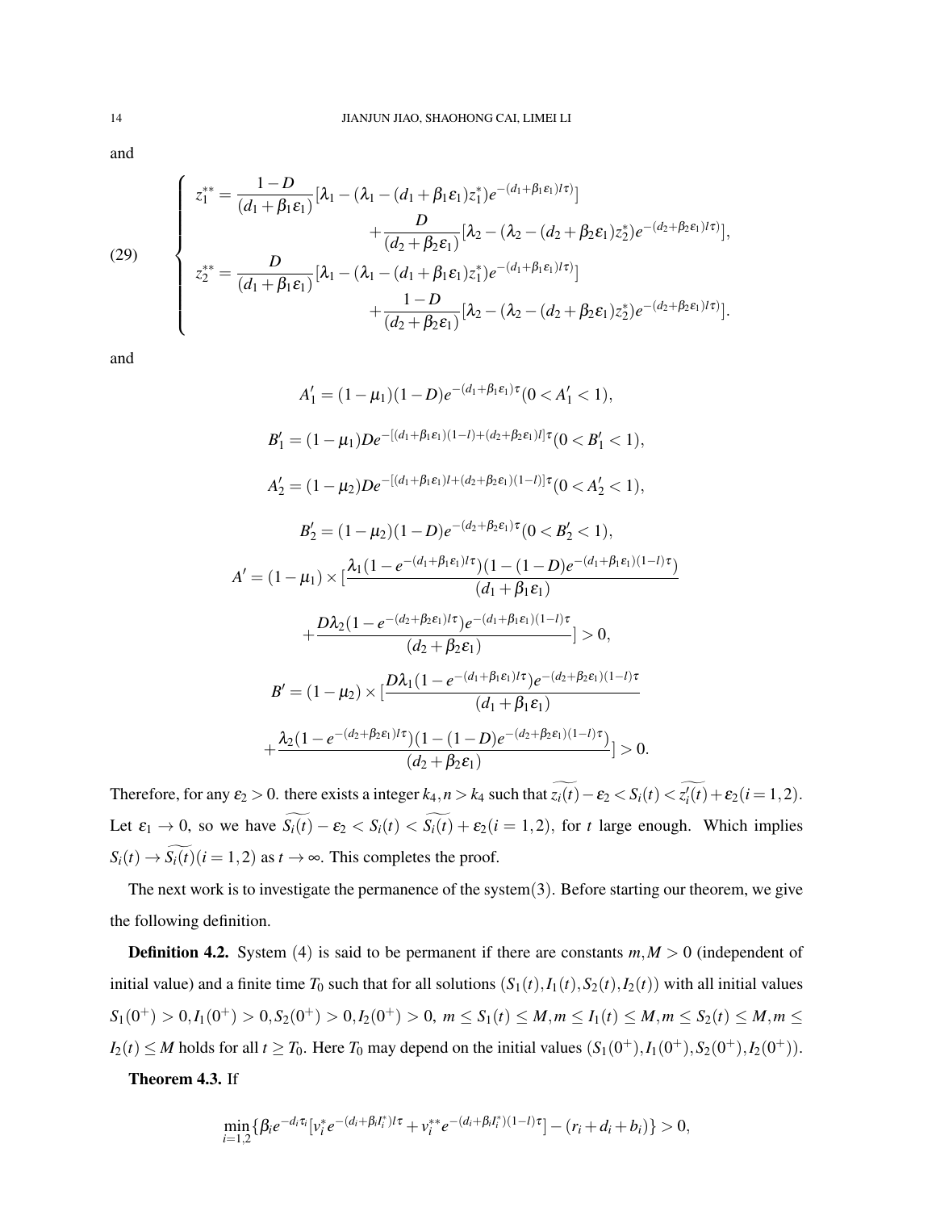and

$$
(29) \qquad \begin{cases} z_1^{**} = \dfrac{1-D}{(d_1+\beta_1\varepsilon_1)}[\lambda_1 - (\lambda_1 - (d_1+\beta_1\varepsilon_1)z_1^*)e^{-(d_1+\beta_1\varepsilon_1)l\tau)}] \\ \qquad\qquad\qquad + \dfrac{D}{(d_2+\beta_2\varepsilon_1)}[\lambda_2 - (\lambda_2 - (d_2+\beta_2\varepsilon_1)z_2^*)e^{-(d_2+\beta_2\varepsilon_1)l\tau)}], \\ z_2^{**} = \dfrac{D}{(d_1+\beta_1\varepsilon_1)}[\lambda_1 - (\lambda_1 - (d_1+\beta_1\varepsilon_1)z_1^*)e^{-(d_1+\beta_1\varepsilon_1)l\tau)}] \\ \qquad\qquad\qquad + \dfrac{1-D}{(d_2+\beta_2\varepsilon_1)}[\lambda_2 - (\lambda_2 - (d_2+\beta_2\varepsilon_1)z_2^*)e^{-(d_2+\beta_2\varepsilon_1)l\tau)}]. \end{cases}
$$

and

$$
A_1' = (1-\mu_1)(1-D)e^{-(d_1+\beta_1\varepsilon_1)\tau}(0 < A_1' < 1),
$$

$$
B_1' = (1-\mu_1)De^{-[(d_1+\beta_1\varepsilon_1)(1-l)+(d_2+\beta_2\varepsilon_1)l]\tau}(0 < B_1' < 1),
$$

$$
A_2' = (1-\mu_2)De^{-[(d_1+\beta_1\varepsilon_1)l+(d_2+\beta_2\varepsilon_1)(1-l)]\tau}(0 < A_2' < 1),
$$

$$
B_2' = (1-\mu_2)(1-D)e^{-(d_2+\beta_2\varepsilon_1)\tau}(0 < B_2' < 1),
$$

$$
A' = (1-\mu_1) \times [\frac{\lambda_1(1-e^{-(d_1+\beta_1\varepsilon_1)l\tau})(1-(1-D)e^{-(d_1+\beta_1\varepsilon_1)(1-l)\tau})}{(d_1+\beta_1\varepsilon_1)}
$$

$$
+\frac{D\lambda_2(1-e^{-(d_2+\beta_2\varepsilon_1)l\tau})e^{-(d_1+\beta_1\varepsilon_1)(1-l)\tau}}{(d_2+\beta_2\varepsilon_1)}] > 0,
$$

$$
B' = (1-\mu_2) \times [\frac{D\lambda_1(1-e^{-(d_1+\beta_1\varepsilon_1)l\tau})e^{-(d_2+\beta_2\varepsilon_1)(1-l)\tau}}{(d_1+\beta_1\varepsilon_1)}
$$

$$
+\frac{\lambda_2(1-e^{-(d_2+\beta_2\varepsilon_1)l\tau})(1-(1-D)e^{-(d_2+\beta_2\varepsilon_1)(1-l)\tau})}{(d_2+\beta_2\varepsilon_1)}] > 0.
$$

Therefore, for any $\varepsilon_2 > 0$. there exists a integer $k_4, n > k_4$ such that $\widetilde{z_i(t)} - \varepsilon_2 < S_i(t) < \widetilde{z_i'(t)} + \varepsilon_2 (i = 1,2)$. Let $\varepsilon_1 \to 0$, so we have $\widetilde{S_i(t)} - \varepsilon_2 < S_i(t) < \widetilde{S_i(t)} + \varepsilon_2 (i = 1,2)$, for $t$ large enough. Which implies $S_i(t) \to \widetilde{S_i(t)} (i = 1,2)$ as $t \to \infty$. This completes the proof.

The next work is to investigate the permanence of the system(3). Before starting our theorem, we give the following definition.

**Definition 4.2.** System (4) is said to be permanent if there are constants $m, M > 0$ (independent of initial value) and a finite time $T_0$ such that for all solutions $(S_1(t), I_1(t), S_2(t), I_2(t))$ with all initial values $S_1(0^+) > 0, I_1(0^+) > 0, S_2(0^+) > 0, I_2(0^+) > 0$, $m \le S_1(t) \le M, m \le I_1(t) \le M, m \le S_2(t) \le M, m \le I_2(t) \le M$ holds for all $t \ge T_0$. Here $T_0$ may depend on the initial values $(S_1(0^+), I_1(0^+), S_2(0^+), I_2(0^+))$.

**Theorem 4.3.** If

$$
\min_{i=1,2}\{\beta_i e^{-d_i\tau_i}[v_i^* e^{-(d_i+\beta_i I_i^*)l\tau} + v_i^{**} e^{-(d_i+\beta_i I_i^*)(1-l)\tau}] - (r_i + d_i + b_i)\} > 0,
$$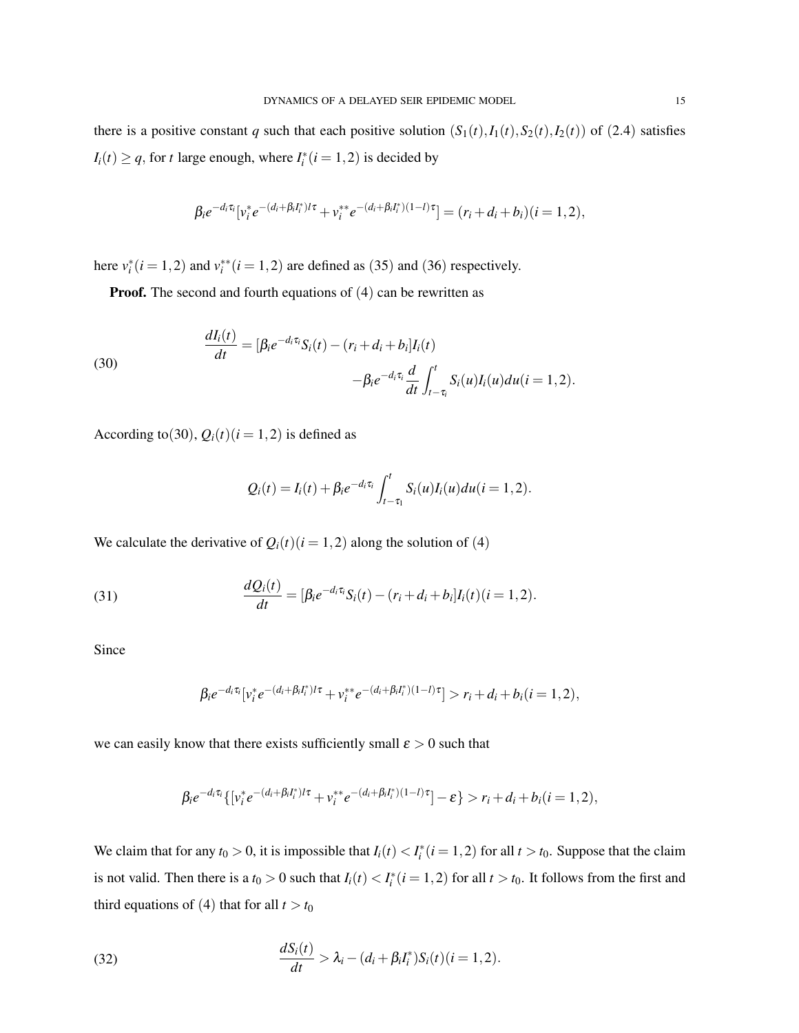there is a positive constant $q$ such that each positive solution $(S_1(t), I_1(t), S_2(t), I_2(t))$ of (2.4) satisfies $I_i(t) \geq q$, for $t$ large enough, where $I_i^*(i=1,2)$ is decided by

$$\beta_i e^{-d_i \tau_i}[v_i^* e^{-(d_i+\beta_i I_i^*)l\tau} + v_i^{**} e^{-(d_i+\beta_i I_i^*)(1-l)\tau}] = (r_i + d_i + b_i)(i=1,2),$$

here $v_i^*(i=1,2)$ and $v_i^{**}(i=1,2)$ are defined as (35) and (36) respectively.

**Proof.** The second and fourth equations of (4) can be rewritten as

$$\frac{dI_i(t)}{dt} = [\beta_i e^{-d_i \tau_i} S_i(t) - (r_i + d_i + b_i] I_i(t) \\ -\beta_i e^{-d_i \tau_i} \frac{d}{dt} \int_{t-\tau_i}^{t} S_i(u) I_i(u) du (i=1,2). \tag{30}$$

According to(30), $Q_i(t)(i=1,2)$ is defined as

$$Q_i(t) = I_i(t) + \beta_i e^{-d_i \tau_i} \int_{t-\tau_1}^{t} S_i(u) I_i(u) du (i=1,2).$$

We calculate the derivative of $Q_i(t)(i=1,2)$ along the solution of (4)

$$\frac{dQ_i(t)}{dt} = [\beta_i e^{-d_i \tau_i} S_i(t) - (r_i + d_i + b_i] I_i(t)(i=1,2). \tag{31}$$

Since

$$\beta_i e^{-d_i \tau_i}[v_i^* e^{-(d_i+\beta_i I_i^*)l\tau} + v_i^{**} e^{-(d_i+\beta_i I_i^*)(1-l)\tau}] > r_i + d_i + b_i(i=1,2),$$

we can easily know that there exists sufficiently small $\varepsilon > 0$ such that

$$\beta_i e^{-d_i \tau_i}\{[v_i^* e^{-(d_i+\beta_i I_i^*)l\tau} + v_i^{**} e^{-(d_i+\beta_i I_i^*)(1-l)\tau}] - \varepsilon\} > r_i + d_i + b_i(i=1,2),$$

We claim that for any $t_0 > 0$, it is impossible that $I_i(t) < I_i^*(i=1,2)$ for all $t > t_0$. Suppose that the claim is not valid. Then there is a $t_0 > 0$ such that $I_i(t) < I_i^*(i=1,2)$ for all $t > t_0$. It follows from the first and third equations of (4) that for all $t > t_0$

$$\frac{dS_i(t)}{dt} > \lambda_i - (d_i + \beta_i I_i^*) S_i(t)(i=1,2). \tag{32}$$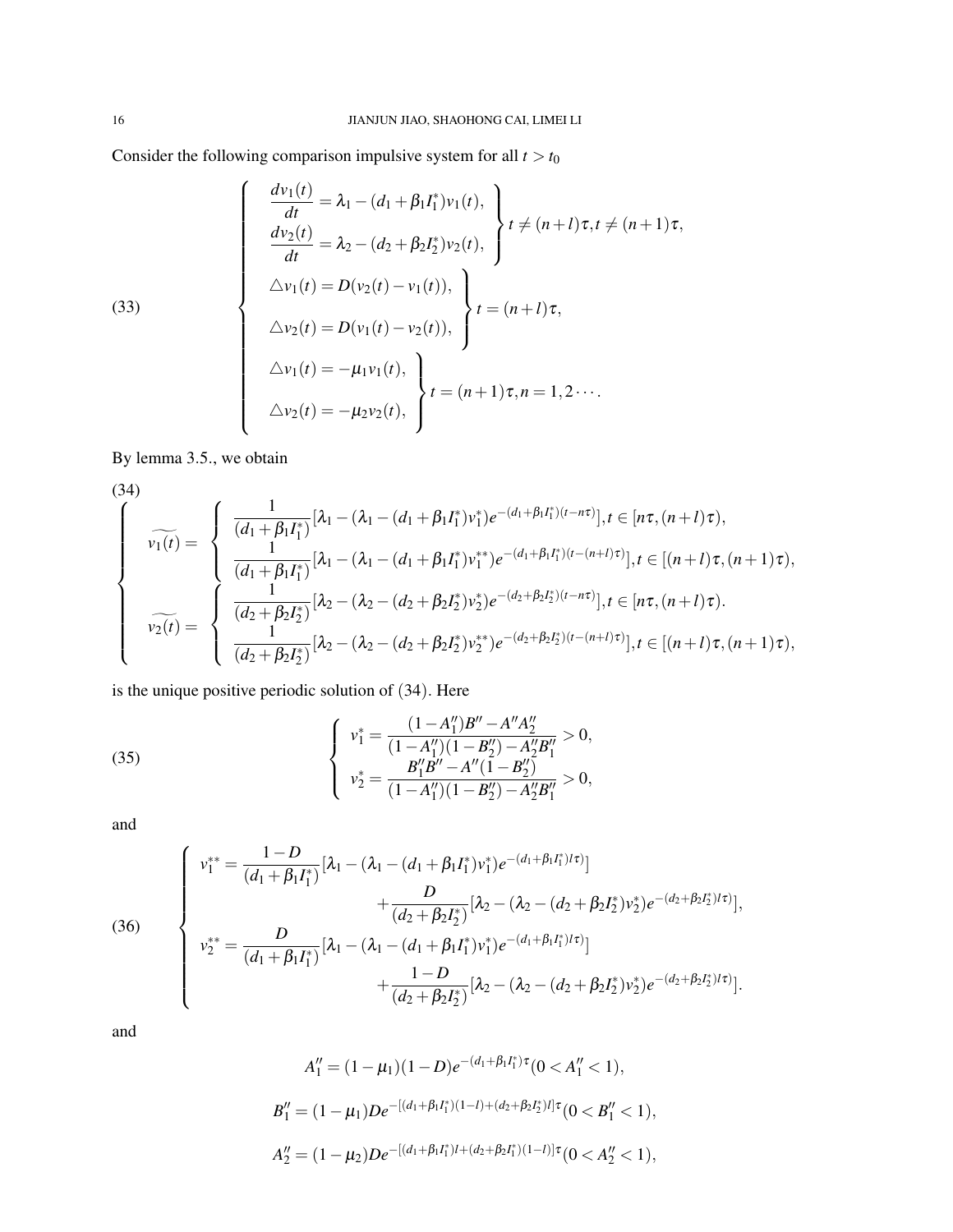Consider the following comparison impulsive system for all $t > t_0$

$$
\left\{
\begin{array}{l}
\left.
\begin{array}{l}
\dfrac{dv_1(t)}{dt} = \lambda_1 - (d_1 + \beta_1 I_1^*) v_1(t), \\
\dfrac{dv_2(t)}{dt} = \lambda_2 - (d_2 + \beta_2 I_2^*) v_2(t),
\end{array}
\right\} t \neq (n+l)\tau, t \neq (n+1)\tau, \\
\left.
\begin{array}{l}
\triangle v_1(t) = D(v_2(t) - v_1(t)), \\
\triangle v_2(t) = D(v_1(t) - v_2(t)),
\end{array}
\right\} t = (n+l)\tau, \\
\left.
\begin{array}{l}
\triangle v_1(t) = -\mu_1 v_1(t), \\
\triangle v_2(t) = -\mu_2 v_2(t),
\end{array}
\right\} t = (n+1)\tau, n = 1, 2 \cdots.
\end{array}
\right.
\tag{33}
$$

By lemma 3.5., we obtain

$$
\left\{
\begin{array}{l}
\widetilde{v_1(t)} = \left\{
\begin{array}{l}
\dfrac{1}{(d_1 + \beta_1 I_1^*)} [\lambda_1 - (\lambda_1 - (d_1 + \beta_1 I_1^*) v_1^*) e^{-(d_1 + \beta_1 I_1^*)(t - n\tau)}], t \in [n\tau, (n+l)\tau), \\
\dfrac{1}{(d_1 + \beta_1 I_1^*)} [\lambda_1 - (\lambda_1 - (d_1 + \beta_1 I_1^*) v_1^{**}) e^{-(d_1 + \beta_1 I_1^*)(t - (n+l)\tau)}], t \in [(n+l)\tau, (n+1)\tau),
\end{array}
\right. \\
\widetilde{v_2(t)} = \left\{
\begin{array}{l}
\dfrac{1}{(d_2 + \beta_2 I_2^*)} [\lambda_2 - (\lambda_2 - (d_2 + \beta_2 I_2^*) v_2^*) e^{-(d_2 + \beta_2 I_2^*)(t - n\tau)}], t \in [n\tau, (n+l)\tau). \\
\dfrac{1}{(d_2 + \beta_2 I_2^*)} [\lambda_2 - (\lambda_2 - (d_2 + \beta_2 I_2^*) v_2^{**}) e^{-(d_2 + \beta_2 I_2^*)(t - (n+l)\tau)}], t \in [(n+l)\tau, (n+1)\tau),
\end{array}
\right.
\end{array}
\right.
\tag{34}
$$

is the unique positive periodic solution of (34). Here

$$
\left\{
\begin{array}{l}
v_1^* = \dfrac{(1 - A_1'')B'' - A'' A_2''}{(1 - A_1'')(1 - B_2'') - A_2'' B_1''} > 0, \\
v_2^* = \dfrac{B_1'' B'' - A''(1 - B_2'')}{(1 - A_1'')(1 - B_2'') - A_2'' B_1''} > 0,
\end{array}
\right.
\tag{35}
$$

and

$$
\left\{
\begin{array}{l}
v_1^{**} = \dfrac{1 - D}{(d_1 + \beta_1 I_1^*)} [\lambda_1 - (\lambda_1 - (d_1 + \beta_1 I_1^*) v_1^*) e^{-(d_1 + \beta_1 I_1^*) l\tau)}] \\
\qquad\qquad + \dfrac{D}{(d_2 + \beta_2 I_2^*)} [\lambda_2 - (\lambda_2 - (d_2 + \beta_2 I_2^*) v_2^*) e^{-(d_2 + \beta_2 I_2^*) l\tau)}], \\
v_2^{**} = \dfrac{D}{(d_1 + \beta_1 I_1^*)} [\lambda_1 - (\lambda_1 - (d_1 + \beta_1 I_1^*) v_1^*) e^{-(d_1 + \beta_1 I_1^*) l\tau)}] \\
\qquad\qquad + \dfrac{1 - D}{(d_2 + \beta_2 I_2^*)} [\lambda_2 - (\lambda_2 - (d_2 + \beta_2 I_2^*) v_2^*) e^{-(d_2 + \beta_2 I_2^*) l\tau)}].
\end{array}
\right.
\tag{36}
$$

and

$$
A_1'' = (1 - \mu_1)(1 - D) e^{-(d_1 + \beta_1 I_1^*)\tau} (0 < A_1'' < 1),
$$

$$
B_1'' = (1 - \mu_1) D e^{-[(d_1 + \beta_1 I_1^*)(1 - l) + (d_2 + \beta_2 I_2^*) l]\tau} (0 < B_1'' < 1),
$$

$$
A_2'' = (1 - \mu_2) D e^{-[(d_1 + \beta_1 I_1^*) l + (d_2 + \beta_2 I_1^*)(1 - l)]\tau} (0 < A_2'' < 1),
$$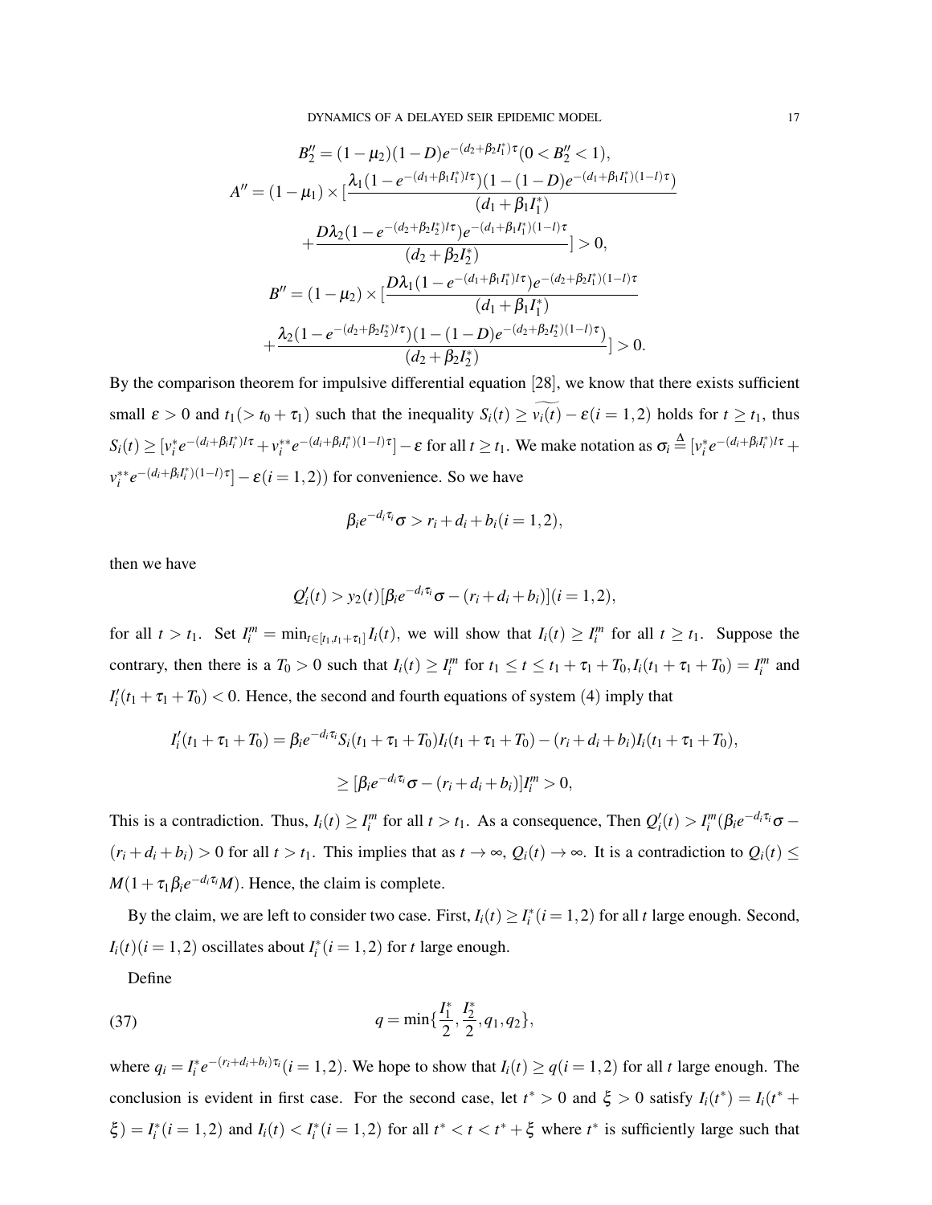$$B_2'' = (1-\mu_2)(1-D)e^{-(d_2+\beta_2 I_1^*)\tau}(0 < B_2'' < 1),$$

$$A'' = (1-\mu_1) \times [\frac{\lambda_1(1-e^{-(d_1+\beta_1 I_1^*)l\tau})(1-(1-D)e^{-(d_1+\beta_1 I_1^*)(1-l)\tau})}{(d_1+\beta_1 I_1^*)}$$

$$+\frac{D\lambda_2(1-e^{-(d_2+\beta_2 I_2^*)l\tau})e^{-(d_1+\beta_1 I_1^*)(1-l)\tau}}{(d_2+\beta_2 I_2^*)}] > 0,$$

$$B'' = (1-\mu_2) \times [\frac{D\lambda_1(1-e^{-(d_1+\beta_1 I_1^*)l\tau})e^{-(d_2+\beta_2 I_1^*)(1-l)\tau}}{(d_1+\beta_1 I_1^*)}$$

$$+\frac{\lambda_2(1-e^{-(d_2+\beta_2 I_2^*)l\tau})(1-(1-D)e^{-(d_2+\beta_2 I_2^*)(1-l)\tau})}{(d_2+\beta_2 I_2^*)}] > 0.$$

By the comparison theorem for impulsive differential equation [28], we know that there exists sufficient small $\varepsilon > 0$ and $t_1 (> t_0 + \tau_1)$ such that the inequality $S_i(t) \geq \widetilde{v_i(t)} - \varepsilon (i = 1,2)$ holds for $t \geq t_1$, thus $S_i(t) \geq [v_i^* e^{-(d_i+\beta_i I_i^*)l\tau} + v_i^{**} e^{-(d_i+\beta_i I_i^*)(1-l)\tau}] - \varepsilon$ for all $t \geq t_1$. We make notation as $\sigma_i \triangleq [v_i^* e^{-(d_i+\beta_i I_i^*)l\tau} + v_i^{**} e^{-(d_i+\beta_i I_i^*)(1-l)\tau}] - \varepsilon (i = 1,2))$ for convenience. So we have

$$\beta_i e^{-d_i \tau_i} \sigma > r_i + d_i + b_i (i = 1,2),$$

then we have

$$Q_i'(t) > y_2(t)[\beta_i e^{-d_i \tau_i} \sigma - (r_i + d_i + b_i)](i = 1,2),$$

for all $t > t_1$. Set $I_i^m = \min_{t \in [t_1, t_1+\tau_1]} I_i(t)$, we will show that $I_i(t) \geq I_i^m$ for all $t \geq t_1$. Suppose the contrary, then there is a $T_0 > 0$ such that $I_i(t) \geq I_i^m$ for $t_1 \leq t \leq t_1 + \tau_1 + T_0, I_i(t_1 + \tau_1 + T_0) = I_i^m$ and $I_i'(t_1 + \tau_1 + T_0) < 0$. Hence, the second and fourth equations of system (4) imply that

$$I_i'(t_1+\tau_1+T_0) = \beta_i e^{-d_i\tau_i} S_i(t_1+\tau_1+T_0) I_i(t_1+\tau_1+T_0) - (r_i+d_i+b_i) I_i(t_1+\tau_1+T_0),$$

$$\geq [\beta_i e^{-d_i \tau_i} \sigma - (r_i + d_i + b_i)] I_i^m > 0,$$

This is a contradiction. Thus, $I_i(t) \geq I_i^m$ for all $t > t_1$. As a consequence, Then $Q_i'(t) > I_i^m(\beta_i e^{-d_i \tau_i} \sigma - (r_i + d_i + b_i) > 0$ for all $t > t_1$. This implies that as $t \to \infty$, $Q_i(t) \to \infty$. It is a contradiction to $Q_i(t) \leq M(1 + \tau_1 \beta_i e^{-d_i \tau_i} M)$. Hence, the claim is complete.

By the claim, we are left to consider two case. First, $I_i(t) \geq I_i^* (i = 1,2)$ for all $t$ large enough. Second, $I_i(t) (i = 1,2)$ oscillates about $I_i^* (i = 1,2)$ for $t$ large enough.

Define

$$q = \min\{\frac{I_1^*}{2}, \frac{I_2^*}{2}, q_1, q_2\}, \tag{37}$$

where $q_i = I_i^* e^{-(r_i+d_i+b_i)\tau_i} (i = 1,2)$. We hope to show that $I_i(t) \geq q (i = 1,2)$ for all $t$ large enough. The conclusion is evident in first case. For the second case, let $t^* > 0$ and $\xi > 0$ satisfy $I_i(t^*) = I_i(t^* + \xi) = I_i^* (i = 1,2)$ and $I_i(t) < I_i^* (i = 1,2)$ for all $t^* < t < t^* + \xi$ where $t^*$ is sufficiently large such that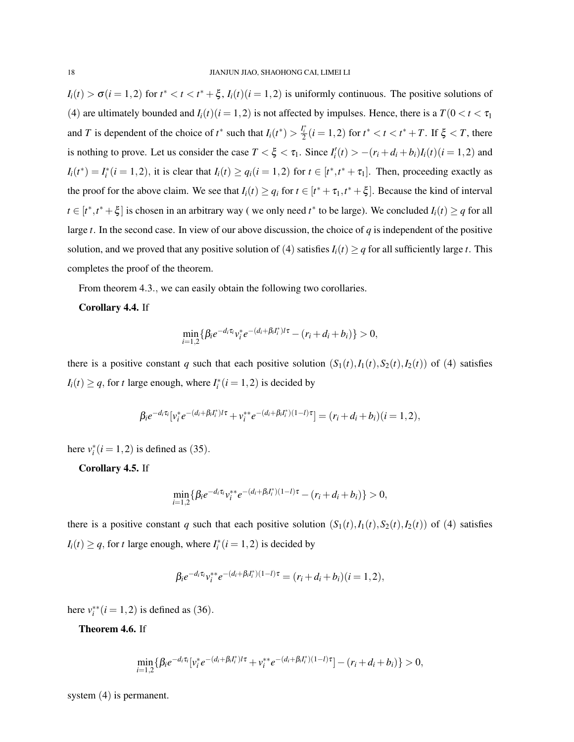$I_i(t) > \sigma (i=1,2)$ for $t^* < t < t^*+\xi$, $I_i(t)(i=1,2)$ is uniformly continuous. The positive solutions of (4) are ultimately bounded and $I_i(t)(i=1,2)$ is not affected by impulses. Hence, there is a $T(0 < t < \tau_1$ and $T$ is dependent of the choice of $t^*$ such that $I_i(t^*) > \frac{I_i^*}{2}(i=1,2)$ for $t^* < t < t^*+T$. If $\xi < T$, there is nothing to prove. Let us consider the case $T < \xi < \tau_1$. Since $I_i'(t) > -(r_i+d_i+b_i)I_i(t)(i=1,2)$ and $I_i(t^*) = I_i^*(i=1,2)$, it is clear that $I_i(t) \geq q_i(i=1,2)$ for $t \in [t^*, t^*+\tau_1]$. Then, proceeding exactly as the proof for the above claim. We see that $I_i(t) \geq q_i$ for $t \in [t^*+\tau_1, t^*+\xi]$. Because the kind of interval $t \in [t^*, t^*+\xi]$ is chosen in an arbitrary way ( we only need $t^*$ to be large). We concluded $I_i(t) \geq q$ for all large $t$. In the second case. In view of our above discussion, the choice of $q$ is independent of the positive solution, and we proved that any positive solution of (4) satisfies $I_i(t) \geq q$ for all sufficiently large $t$. This completes the proof of the theorem.

From theorem 4.3., we can easily obtain the following two corollaries.

**Corollary 4.4.** If

$$\min_{i=1,2}\{\beta_i e^{-d_i\tau_i} v_i^* e^{-(d_i+\beta_i I_i^*)l\tau} - (r_i+d_i+b_i)\} > 0,$$

there is a positive constant $q$ such that each positive solution $(S_1(t), I_1(t), S_2(t), I_2(t))$ of (4) satisfies $I_i(t) \geq q$, for $t$ large enough, where $I_i^*(i=1,2)$ is decided by

$$\beta_i e^{-d_i\tau_i}[v_i^* e^{-(d_i+\beta_i I_i^*)l\tau} + v_i^{**} e^{-(d_i+\beta_i I_i^*)(1-l)\tau}] = (r_i+d_i+b_i)(i=1,2),$$

here $v_i^*(i=1,2)$ is defined as (35).

**Corollary 4.5.** If

$$\min_{i=1,2}\{\beta_i e^{-d_i\tau_i} v_i^{**} e^{-(d_i+\beta_i I_i^*)(1-l)\tau} - (r_i+d_i+b_i)\} > 0,$$

there is a positive constant $q$ such that each positive solution $(S_1(t), I_1(t), S_2(t), I_2(t))$ of (4) satisfies $I_i(t) \geq q$, for $t$ large enough, where $I_i^*(i=1,2)$ is decided by

$$\beta_i e^{-d_i\tau_i} v_i^{**} e^{-(d_i+\beta_i I_i^*)(1-l)\tau} = (r_i+d_i+b_i)(i=1,2),$$

here $v_i^{**}(i=1,2)$ is defined as (36).

**Theorem 4.6.** If

$$\min_{i=1,2}\{\beta_i e^{-d_i\tau_i}[v_i^* e^{-(d_i+\beta_i I_i^*)l\tau} + v_i^{**} e^{-(d_i+\beta_i I_i^*)(1-l)\tau}] - (r_i+d_i+b_i)\} > 0,$$

system (4) is permanent.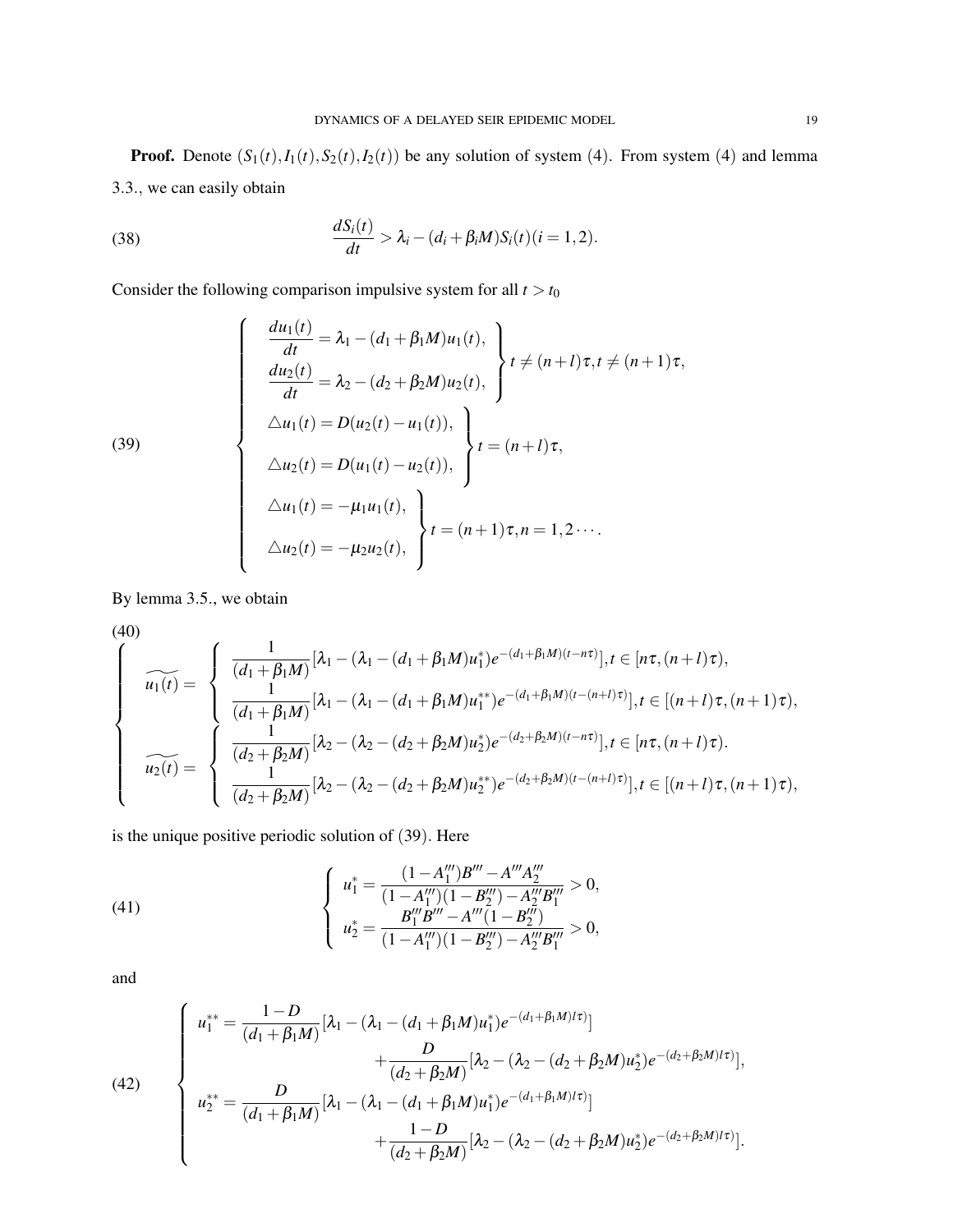**Proof.** Denote $(S_1(t), I_1(t), S_2(t), I_2(t))$ be any solution of system (4). From system (4) and lemma 3.3., we can easily obtain

$$\frac{dS_i(t)}{dt} > \lambda_i - (d_i + \beta_i M)S_i(t) (i = 1, 2). \tag{38}$$

Consider the following comparison impulsive system for all $t > t_0$

$$\begin{cases} \left.\begin{aligned} &\frac{du_1(t)}{dt} = \lambda_1 - (d_1 + \beta_1 M)u_1(t), \\ &\frac{du_2(t)}{dt} = \lambda_2 - (d_2 + \beta_2 M)u_2(t), \end{aligned}\right\} t \neq (n+l)\tau, t \neq (n+1)\tau, \\ \left.\begin{aligned} &\triangle u_1(t) = D(u_2(t) - u_1(t)), \\ &\triangle u_2(t) = D(u_1(t) - u_2(t)), \end{aligned}\right\} t = (n+l)\tau, \\ \left.\begin{aligned} &\triangle u_1(t) = -\mu_1 u_1(t), \\ &\triangle u_2(t) = -\mu_2 u_2(t), \end{aligned}\right\} t = (n+1)\tau, n = 1, 2 \cdots. \end{cases} \tag{39}$$

By lemma 3.5., we obtain

$$\begin{cases} \widetilde{u_1(t)} = \begin{cases} \frac{1}{(d_1+\beta_1 M)}[\lambda_1 - (\lambda_1 - (d_1+\beta_1 M)u_1^*)e^{-(d_1+\beta_1 M)(t-n\tau)}], t \in [n\tau, (n+l)\tau), \\ \frac{1}{(d_1+\beta_1 M)}[\lambda_1 - (\lambda_1 - (d_1+\beta_1 M)u_1^{**})e^{-(d_1+\beta_1 M)(t-(n+l)\tau)}], t \in [(n+l)\tau, (n+1)\tau), \end{cases} \\ \widetilde{u_2(t)} = \begin{cases} \frac{1}{(d_2+\beta_2 M)}[\lambda_2 - (\lambda_2 - (d_2+\beta_2 M)u_2^*)e^{-(d_2+\beta_2 M)(t-n\tau)}], t \in [n\tau, (n+l)\tau). \\ \frac{1}{(d_2+\beta_2 M)}[\lambda_2 - (\lambda_2 - (d_2+\beta_2 M)u_2^{**})e^{-(d_2+\beta_2 M)(t-(n+l)\tau)}], t \in [(n+l)\tau, (n+1)\tau), \end{cases} \end{cases} \tag{40}$$

is the unique positive periodic solution of (39). Here

$$\begin{cases} u_1^* = \frac{(1-A_1''')B''' - A'''A_2'''}{(1-A_1''')(1-B_2''') - A_2'''B_1'''} > 0, \\ u_2^* = \frac{B_1'''B''' - A'''(1-B_2''')}{(1-A_1''')(1-B_2''') - A_2'''B_1'''} > 0, \end{cases} \tag{41}$$

and

$$\begin{cases} u_1^{**} = \frac{1-D}{(d_1+\beta_1 M)}[\lambda_1 - (\lambda_1 - (d_1+\beta_1 M)u_1^*)e^{-(d_1+\beta_1 M)l\tau)}] \\ \qquad\qquad + \frac{D}{(d_2+\beta_2 M)}[\lambda_2 - (\lambda_2 - (d_2+\beta_2 M)u_2^*)e^{-(d_2+\beta_2 M)l\tau)}], \\ u_2^{**} = \frac{D}{(d_1+\beta_1 M)}[\lambda_1 - (\lambda_1 - (d_1+\beta_1 M)u_1^*)e^{-(d_1+\beta_1 M)l\tau)}] \\ \qquad\qquad + \frac{1-D}{(d_2+\beta_2 M)}[\lambda_2 - (\lambda_2 - (d_2+\beta_2 M)u_2^*)e^{-(d_2+\beta_2 M)l\tau)}]. \end{cases} \tag{42}$$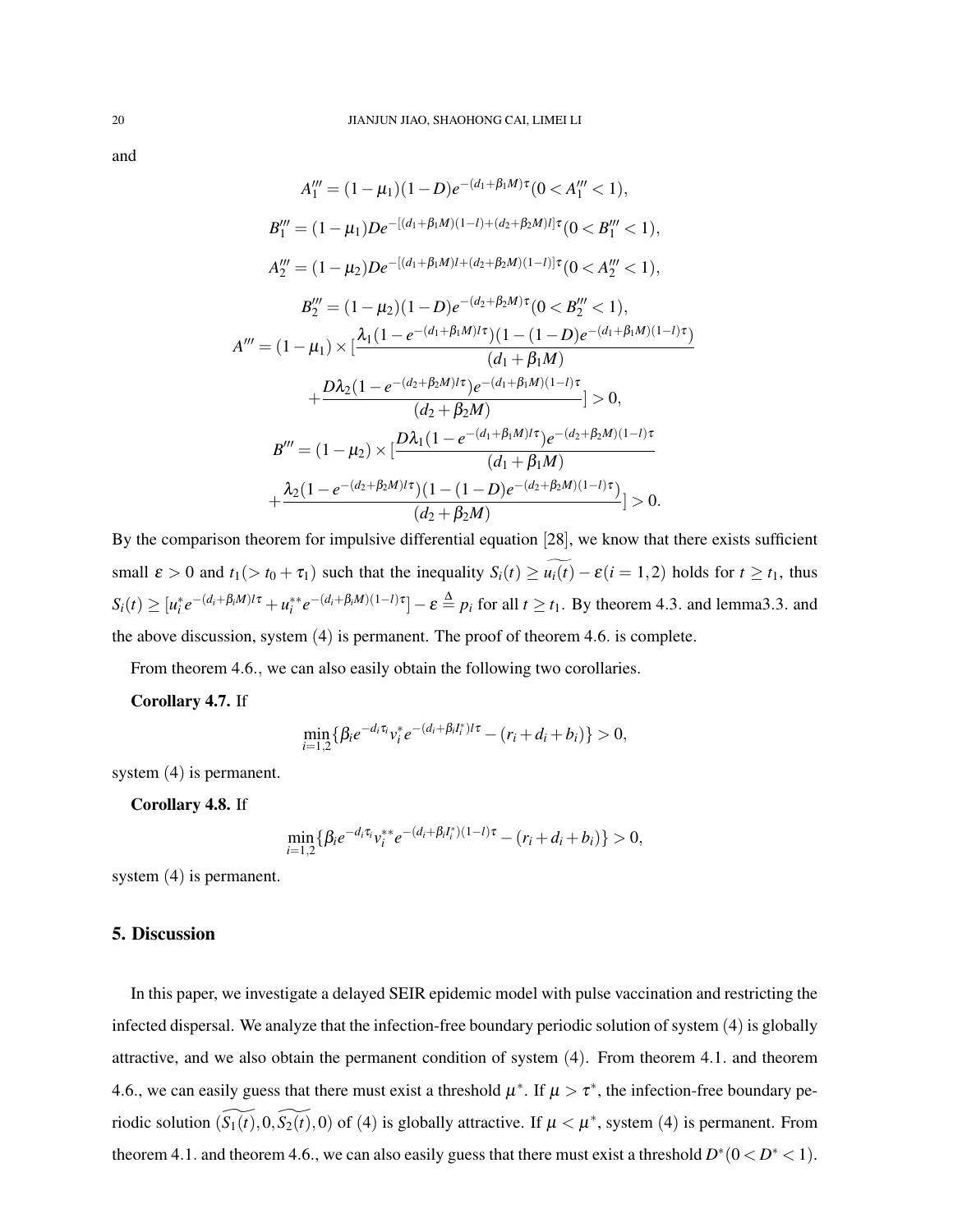and

$$A_1''' = (1-\mu_1)(1-D)e^{-(d_1+\beta_1 M)\tau}(0 < A_1''' < 1),$$

$$B_1''' = (1-\mu_1)De^{-[(d_1+\beta_1 M)(1-l)+(d_2+\beta_2 M)l]\tau}(0 < B_1''' < 1),$$

$$A_2''' = (1-\mu_2)De^{-[(d_1+\beta_1 M)l+(d_2+\beta_2 M)(1-l)]\tau}(0 < A_2''' < 1),$$

$$B_2''' = (1-\mu_2)(1-D)e^{-(d_2+\beta_2 M)\tau}(0 < B_2''' < 1),$$

$$A''' = (1-\mu_1)\times[\frac{\lambda_1(1-e^{-(d_1+\beta_1 M)l\tau})(1-(1-D)e^{-(d_1+\beta_1 M)(1-l)\tau})}{(d_1+\beta_1 M)} + \frac{D\lambda_2(1-e^{-(d_2+\beta_2 M)l\tau})e^{-(d_1+\beta_1 M)(1-l)\tau}}{(d_2+\beta_2 M)}] > 0,$$

$$B''' = (1-\mu_2)\times[\frac{D\lambda_1(1-e^{-(d_1+\beta_1 M)l\tau})e^{-(d_2+\beta_2 M)(1-l)\tau}}{(d_1+\beta_1 M)} + \frac{\lambda_2(1-e^{-(d_2+\beta_2 M)l\tau})(1-(1-D)e^{-(d_2+\beta_2 M)(1-l)\tau})}{(d_2+\beta_2 M)}] > 0.$$

By the comparison theorem for impulsive differential equation [28], we know that there exists sufficient small $\varepsilon > 0$ and $t_1(> t_0+\tau_1)$ such that the inequality $S_i(t) \geq \widetilde{u_i(t)} - \varepsilon (i=1,2)$ holds for $t \geq t_1$, thus $S_i(t) \geq [u_i^* e^{-(d_i+\beta_i M)l\tau} + u_i^{**} e^{-(d_i+\beta_i M)(1-l)\tau}] - \varepsilon \stackrel{\Delta}{=} p_i$ for all $t \geq t_1$. By theorem 4.3. and lemma3.3. and the above discussion, system (4) is permanent. The proof of theorem 4.6. is complete.

From theorem 4.6., we can also easily obtain the following two corollaries.

**Corollary 4.7.** If

$$\min_{i=1,2}\{\beta_i e^{-d_i\tau_i} v_i^* e^{-(d_i+\beta_i I_i^*)l\tau} - (r_i+d_i+b_i)\} > 0,$$

system (4) is permanent.

**Corollary 4.8.** If

$$\min_{i=1,2}\{\beta_i e^{-d_i\tau_i} v_i^{**} e^{-(d_i+\beta_i I_i^*)(1-l)\tau} - (r_i+d_i+b_i)\} > 0,$$

system (4) is permanent.

## 5. Discussion

In this paper, we investigate a delayed SEIR epidemic model with pulse vaccination and restricting the infected dispersal. We analyze that the infection-free boundary periodic solution of system (4) is globally attractive, and we also obtain the permanent condition of system (4). From theorem 4.1. and theorem 4.6., we can easily guess that there must exist a threshold $\mu^*$. If $\mu > \tau^*$, the infection-free boundary periodic solution $(\widetilde{S_1(t)}, 0, \widetilde{S_2(t)}, 0)$ of (4) is globally attractive. If $\mu < \mu^*$, system (4) is permanent. From theorem 4.1. and theorem 4.6., we can also easily guess that there must exist a threshold $D^*(0 < D^* < 1)$.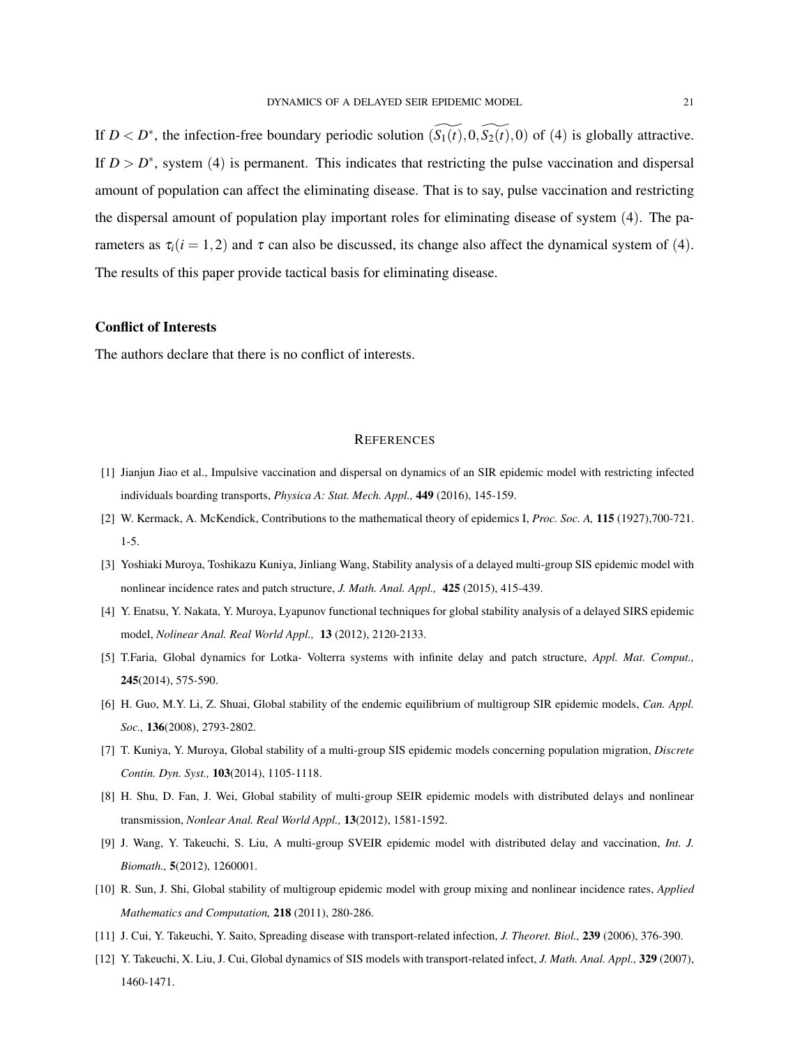If $D < D^*$, the infection-free boundary periodic solution $(\widetilde{S_1(t)}, 0, \widetilde{S_2(t)}, 0)$ of (4) is globally attractive. If $D > D^*$, system (4) is permanent. This indicates that restricting the pulse vaccination and dispersal amount of population can affect the eliminating disease. That is to say, pulse vaccination and restricting the dispersal amount of population play important roles for eliminating disease of system (4). The parameters as $\tau_i (i = 1,2)$ and $\tau$ can also be discussed, its change also affect the dynamical system of (4). The results of this paper provide tactical basis for eliminating disease.

### Conflict of Interests

The authors declare that there is no conflict of interests.

## REFERENCES

[1] Jianjun Jiao et al., Impulsive vaccination and dispersal on dynamics of an SIR epidemic model with restricting infected individuals boarding transports, *Physica A: Stat. Mech. Appl.,* **449** (2016), 145-159.

[2] W. Kermack, A. McKendick, Contributions to the mathematical theory of epidemics I, *Proc. Soc. A,* **115** (1927),700-721. 1-5.

[3] Yoshiaki Muroya, Toshikazu Kuniya, Jinliang Wang, Stability analysis of a delayed multi-group SIS epidemic model with nonlinear incidence rates and patch structure, *J. Math. Anal. Appl.,* **425** (2015), 415-439.

[4] Y. Enatsu, Y. Nakata, Y. Muroya, Lyapunov functional techniques for global stability analysis of a delayed SIRS epidemic model, *Nolinear Anal. Real World Appl.,* **13** (2012), 2120-2133.

[5] T.Faria, Global dynamics for Lotka- Volterra systems with infinite delay and patch structure, *Appl. Mat. Comput.,* **245**(2014), 575-590.

[6] H. Guo, M.Y. Li, Z. Shuai, Global stability of the endemic equilibrium of multigroup SIR epidemic models, *Can. Appl. Soc.,* **136**(2008), 2793-2802.

[7] T. Kuniya, Y. Muroya, Global stability of a multi-group SIS epidemic models concerning population migration, *Discrete Contin. Dyn. Syst.,* **103**(2014), 1105-1118.

[8] H. Shu, D. Fan, J. Wei, Global stability of multi-group SEIR epidemic models with distributed delays and nonlinear transmission, *Nonlear Anal. Real World Appl.,* **13**(2012), 1581-1592.

[9] J. Wang, Y. Takeuchi, S. Liu, A multi-group SVEIR epidemic model with distributed delay and vaccination, *Int. J. Biomath.,* **5**(2012), 1260001.

[10] R. Sun, J. Shi, Global stability of multigroup epidemic model with group mixing and nonlinear incidence rates, *Applied Mathematics and Computation,* **218** (2011), 280-286.

[11] J. Cui, Y. Takeuchi, Y. Saito, Spreading disease with transport-related infection, *J. Theoret. Biol.,* **239** (2006), 376-390.

[12] Y. Takeuchi, X. Liu, J. Cui, Global dynamics of SIS models with transport-related infect, *J. Math. Anal. Appl.,* **329** (2007), 1460-1471.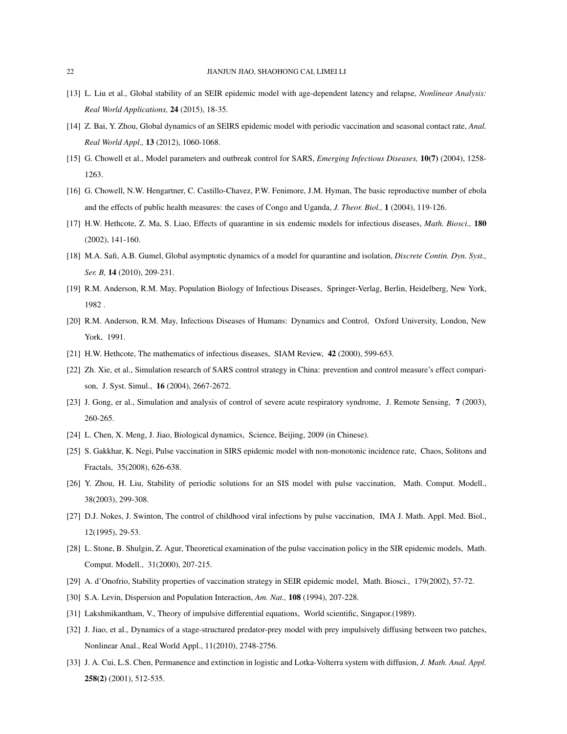[13] L. Liu et al., Global stability of an SEIR epidemic model with age-dependent latency and relapse, *Nonlinear Analysis: Real World Applications,* **24** (2015), 18-35.

[14] Z. Bai, Y. Zhou, Global dynamics of an SEIRS epidemic model with periodic vaccination and seasonal contact rate, *Anal. Real World Appl.,* **13** (2012), 1060-1068.

[15] G. Chowell et al., Model parameters and outbreak control for SARS, *Emerging Infectious Diseases,* **10(7)** (2004), 1258-1263.

[16] G. Chowell, N.W. Hengartner, C. Castillo-Chavez, P.W. Fenimore, J.M. Hyman, The basic reproductive number of ebola and the effects of public health measures: the cases of Congo and Uganda, *J. Theor. Biol.,* **1** (2004), 119-126.

[17] H.W. Hethcote, Z. Ma, S. Liao, Effects of quarantine in six endemic models for infectious diseases, *Math. Biosci.,* **180** (2002), 141-160.

[18] M.A. Safi, A.B. Gumel, Global asymptotic dynamics of a model for quarantine and isolation, *Discrete Contin. Dyn. Syst., Ser. B,* **14** (2010), 209-231.

[19] R.M. Anderson, R.M. May, Population Biology of Infectious Diseases, Springer-Verlag, Berlin, Heidelberg, New York, 1982 .

[20] R.M. Anderson, R.M. May, Infectious Diseases of Humans: Dynamics and Control, Oxford University, London, New York, 1991.

[21] H.W. Hethcote, The mathematics of infectious diseases, SIAM Review, **42** (2000), 599-653.

[22] Zh. Xie, et al., Simulation research of SARS control strategy in China: prevention and control measure's effect comparison, J. Syst. Simul., **16** (2004), 2667-2672.

[23] J. Gong, er al., Simulation and analysis of control of severe acute respiratory syndrome, J. Remote Sensing, **7** (2003), 260-265.

[24] L. Chen, X. Meng, J. Jiao, Biological dynamics, Science, Beijing, 2009 (in Chinese).

[25] S. Gakkhar, K. Negi, Pulse vaccination in SIRS epidemic model with non-monotonic incidence rate, Chaos, Solitons and Fractals, 35(2008), 626-638.

[26] Y. Zhou, H. Liu, Stability of periodic solutions for an SIS model with pulse vaccination, Math. Comput. Modell., 38(2003), 299-308.

[27] D.J. Nokes, J. Swinton, The control of childhood viral infections by pulse vaccination, IMA J. Math. Appl. Med. Biol., 12(1995), 29-53.

[28] L. Stone, B. Shulgin, Z. Agur, Theoretical examination of the pulse vaccination policy in the SIR epidemic models, Math. Comput. Modell., 31(2000), 207-215.

[29] A. d'Onofrio, Stability properties of vaccination strategy in SEIR epidemic model, Math. Biosci., 179(2002), 57-72.

[30] S.A. Levin, Dispersion and Population Interaction, *Am. Nat.,* **108** (1994), 207-228.

[31] Lakshmikantham, V., Theory of impulsive differential equations, World scientific, Singapor.(1989).

[32] J. Jiao, et al., Dynamics of a stage-structured predator-prey model with prey impulsively diffusing between two patches, Nonlinear Anal., Real World Appl., 11(2010), 2748-2756.

[33] J. A. Cui, L.S. Chen, Permanence and extinction in logistic and Lotka-Volterra system with diffusion, *J. Math. Anal. Appl.* **258(2)** (2001), 512-535.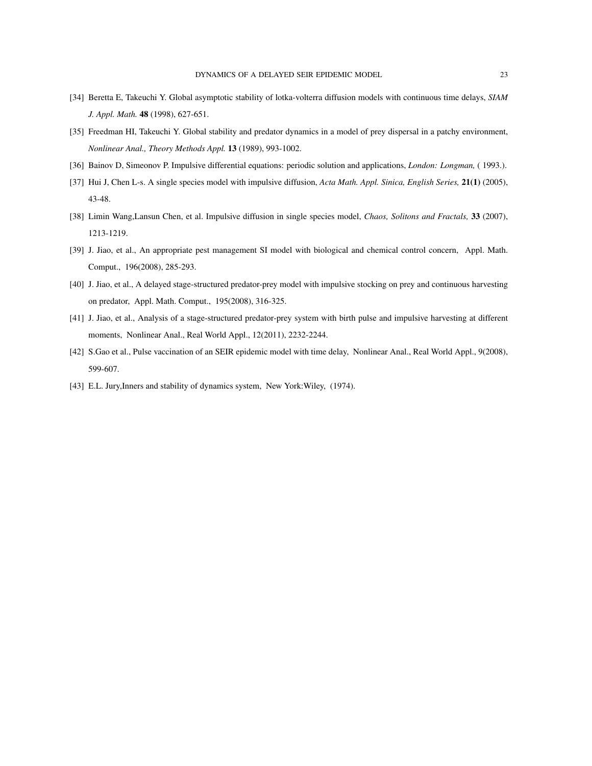[34] Beretta E, Takeuchi Y. Global asymptotic stability of lotka-volterra diffusion models with continuous time delays, *SIAM J. Appl. Math.* **48** (1998), 627-651.

[35] Freedman HI, Takeuchi Y. Global stability and predator dynamics in a model of prey dispersal in a patchy environment, *Nonlinear Anal., Theory Methods Appl.* **13** (1989), 993-1002.

[36] Bainov D, Simeonov P. Impulsive differential equations: periodic solution and applications, *London: Longman,* ( 1993.).

[37] Hui J, Chen L-s. A single species model with impulsive diffusion, *Acta Math. Appl. Sinica, English Series,* **21(1)** (2005), 43-48.

[38] Limin Wang,Lansun Chen, et al. Impulsive diffusion in single species model, *Chaos, Solitons and Fractals,* **33** (2007), 1213-1219.

[39] J. Jiao, et al., An appropriate pest management SI model with biological and chemical control concern, Appl. Math. Comput., 196(2008), 285-293.

[40] J. Jiao, et al., A delayed stage-structured predator-prey model with impulsive stocking on prey and continuous harvesting on predator, Appl. Math. Comput., 195(2008), 316-325.

[41] J. Jiao, et al., Analysis of a stage-structured predator-prey system with birth pulse and impulsive harvesting at different moments, Nonlinear Anal., Real World Appl., 12(2011), 2232-2244.

[42] S.Gao et al., Pulse vaccination of an SEIR epidemic model with time delay, Nonlinear Anal., Real World Appl., 9(2008), 599-607.

[43] E.L. Jury,Inners and stability of dynamics system, New York:Wiley, (1974).